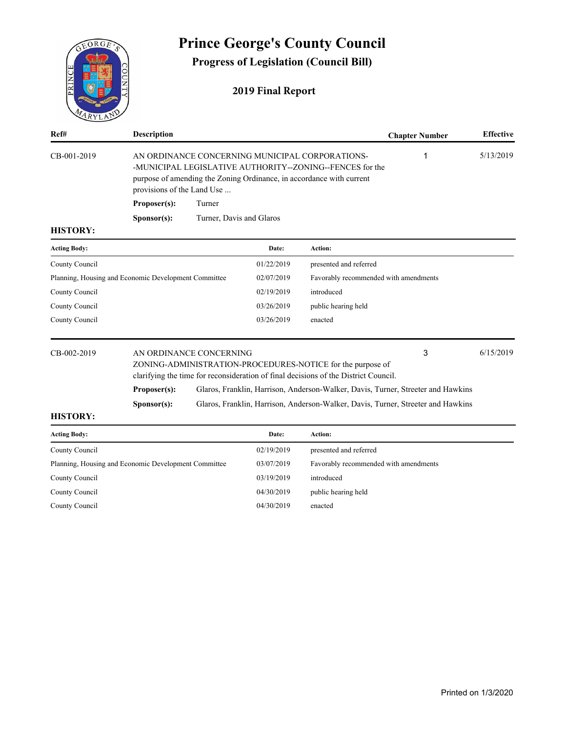# Prince George's County Council

## Progress of Legislation (Council Bill)

### 2019 Final Report

| Ref# | Description | Chapter Number | Effective |
|---|---|---|---|
| CB-001-2019 | AN ORDINANCE CONCERNING MUNICIPAL CORPORATIONS--MUNICIPAL LEGISLATIVE AUTHORITY--ZONING--FENCES for the purpose of amending the Zoning Ordinance, in accordance with current provisions of the Land Use ... | 1 | 5/13/2019 |

**Proposer(s):** Turner

**Sponsor(s):** Turner, Davis and Glaros

**HISTORY:**

| Acting Body: | Date: | Action: |
|---|---|---|
| County Council | 01/22/2019 | presented and referred |
| Planning, Housing and Economic Development Committee | 02/07/2019 | Favorably recommended with amendments |
| County Council | 02/19/2019 | introduced |
| County Council | 03/26/2019 | public hearing held |
| County Council | 03/26/2019 | enacted |

| Ref# | Description | Chapter Number | Effective |
|---|---|---|---|
| CB-002-2019 | AN ORDINANCE CONCERNING ZONING-ADMINISTRATION-PROCEDURES-NOTICE for the purpose of clarifying the time for reconsideration of final decisions of the District Council. | 3 | 6/15/2019 |

**Proposer(s):** Glaros, Franklin, Harrison, Anderson-Walker, Davis, Turner, Streeter and Hawkins

**Sponsor(s):** Glaros, Franklin, Harrison, Anderson-Walker, Davis, Turner, Streeter and Hawkins

**HISTORY:**

| Acting Body: | Date: | Action: |
|---|---|---|
| County Council | 02/19/2019 | presented and referred |
| Planning, Housing and Economic Development Committee | 03/07/2019 | Favorably recommended with amendments |
| County Council | 03/19/2019 | introduced |
| County Council | 04/30/2019 | public hearing held |
| County Council | 04/30/2019 | enacted |

Printed on 1/3/2020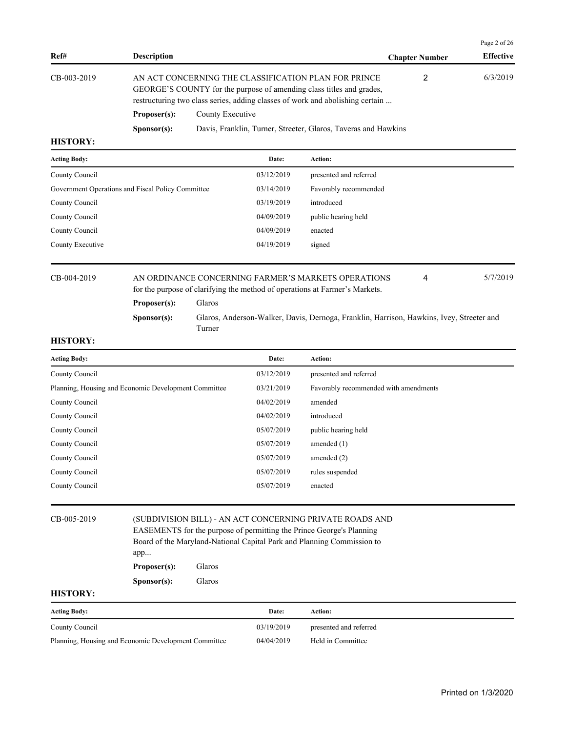| Ref# | Description | Chapter Number | Effective |
|---|---|---|---|
| CB-003-2019 | AN ACT CONCERNING THE CLASSIFICATION PLAN FOR PRINCE GEORGE'S COUNTY for the purpose of amending class titles and grades, restructuring two class series, adding classes of work and abolishing certain ... | 2 | 6/3/2019 |

**Proposer(s):** County Executive

**Sponsor(s):** Davis, Franklin, Turner, Streeter, Glaros, Taveras and Hawkins

**HISTORY:**

| Acting Body: | Date: | Action: |
|---|---|---|
| County Council | 03/12/2019 | presented and referred |
| Government Operations and Fiscal Policy Committee | 03/14/2019 | Favorably recommended |
| County Council | 03/19/2019 | introduced |
| County Council | 04/09/2019 | public hearing held |
| County Council | 04/09/2019 | enacted |
| County Executive | 04/19/2019 | signed |

| Ref# | Description | Chapter Number | Effective |
|---|---|---|---|
| CB-004-2019 | AN ORDINANCE CONCERNING FARMER'S MARKETS OPERATIONS for the purpose of clarifying the method of operations at Farmer's Markets. | 4 | 5/7/2019 |

**Proposer(s):** Glaros

**Sponsor(s):** Glaros, Anderson-Walker, Davis, Dernoga, Franklin, Harrison, Hawkins, Ivey, Streeter and Turner

**HISTORY:**

| Acting Body: | Date: | Action: |
|---|---|---|
| County Council | 03/12/2019 | presented and referred |
| Planning, Housing and Economic Development Committee | 03/21/2019 | Favorably recommended with amendments |
| County Council | 04/02/2019 | amended |
| County Council | 04/02/2019 | introduced |
| County Council | 05/07/2019 | public hearing held |
| County Council | 05/07/2019 | amended (1) |
| County Council | 05/07/2019 | amended (2) |
| County Council | 05/07/2019 | rules suspended |
| County Council | 05/07/2019 | enacted |

| Ref# | Description | Chapter Number | Effective |
|---|---|---|---|
| CB-005-2019 | (SUBDIVISION BILL) - AN ACT CONCERNING PRIVATE ROADS AND EASEMENTS for the purpose of permitting the Prince George's Planning Board of the Maryland-National Capital Park and Planning Commission to app... | | |

**Proposer(s):** Glaros

**Sponsor(s):** Glaros

**HISTORY:**

| Acting Body: | Date: | Action: |
|---|---|---|
| County Council | 03/19/2019 | presented and referred |
| Planning, Housing and Economic Development Committee | 04/04/2019 | Held in Committee |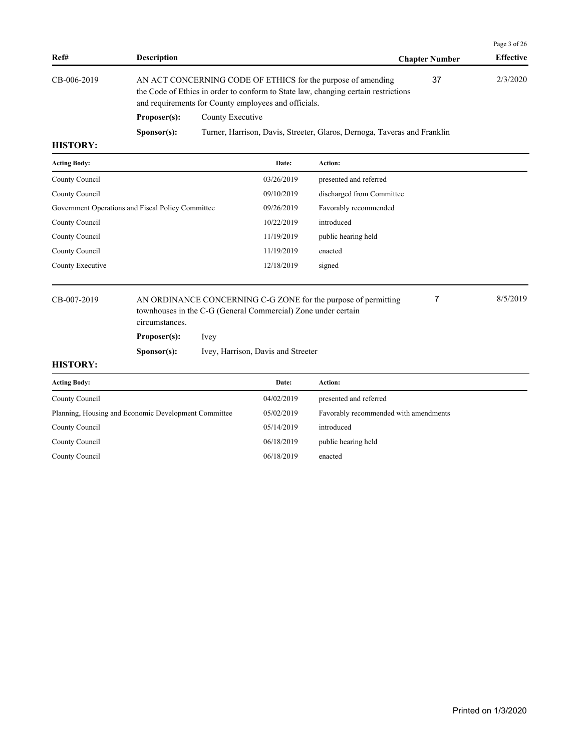| Ref# | Description | Chapter Number | Effective |
|---|---|---|---|
| CB-006-2019 | AN ACT CONCERNING CODE OF ETHICS for the purpose of amending the Code of Ethics in order to conform to State law, changing certain restrictions and requirements for County employees and officials. | 37 | 2/3/2020 |

**Proposer(s):** County Executive

**Sponsor(s):** Turner, Harrison, Davis, Streeter, Glaros, Dernoga, Taveras and Franklin

**HISTORY:**

| Acting Body: | Date: | Action: |
|---|---|---|
| County Council | 03/26/2019 | presented and referred |
| County Council | 09/10/2019 | discharged from Committee |
| Government Operations and Fiscal Policy Committee | 09/26/2019 | Favorably recommended |
| County Council | 10/22/2019 | introduced |
| County Council | 11/19/2019 | public hearing held |
| County Council | 11/19/2019 | enacted |
| County Executive | 12/18/2019 | signed |

| Ref# | Description | Chapter Number | Effective |
|---|---|---|---|
| CB-007-2019 | AN ORDINANCE CONCERNING C-G ZONE for the purpose of permitting townhouses in the C-G (General Commercial) Zone under certain circumstances. | 7 | 8/5/2019 |

**Proposer(s):** Ivey

**Sponsor(s):** Ivey, Harrison, Davis and Streeter

**HISTORY:**

| Acting Body: | Date: | Action: |
|---|---|---|
| County Council | 04/02/2019 | presented and referred |
| Planning, Housing and Economic Development Committee | 05/02/2019 | Favorably recommended with amendments |
| County Council | 05/14/2019 | introduced |
| County Council | 06/18/2019 | public hearing held |
| County Council | 06/18/2019 | enacted |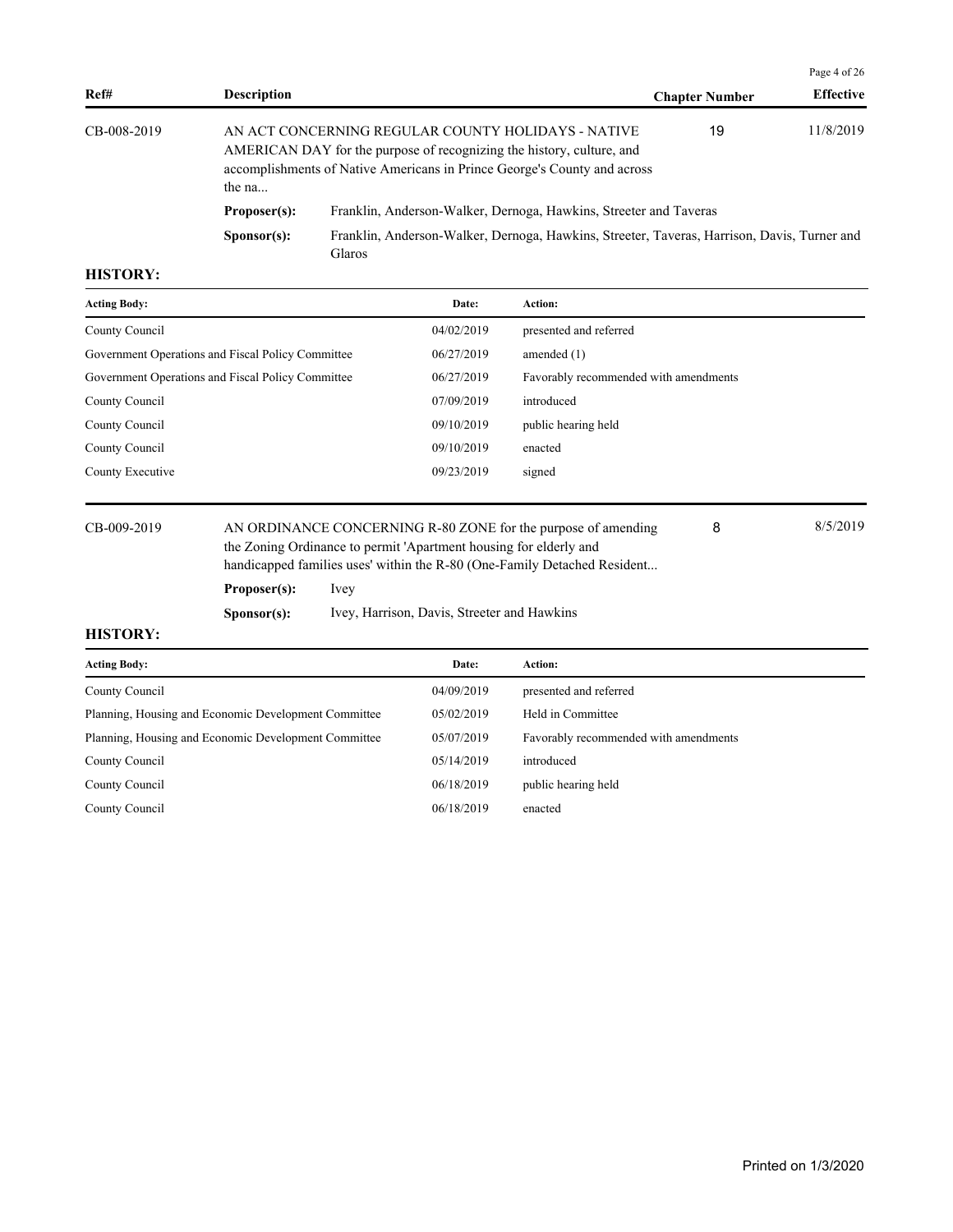| Ref# | Description | Chapter Number | Effective |
|---|---|---|---|
| CB-008-2019 | AN ACT CONCERNING REGULAR COUNTY HOLIDAYS - NATIVE AMERICAN DAY for the purpose of recognizing the history, culture, and accomplishments of Native Americans in Prince George's County and across the na... | 19 | 11/8/2019 |

**Proposer(s):** Franklin, Anderson-Walker, Dernoga, Hawkins, Streeter and Taveras

**Sponsor(s):** Franklin, Anderson-Walker, Dernoga, Hawkins, Streeter, Taveras, Harrison, Davis, Turner and Glaros

**HISTORY:**

| Acting Body: | Date: | Action: |
|---|---|---|
| County Council | 04/02/2019 | presented and referred |
| Government Operations and Fiscal Policy Committee | 06/27/2019 | amended (1) |
| Government Operations and Fiscal Policy Committee | 06/27/2019 | Favorably recommended with amendments |
| County Council | 07/09/2019 | introduced |
| County Council | 09/10/2019 | public hearing held |
| County Council | 09/10/2019 | enacted |
| County Executive | 09/23/2019 | signed |

| Ref# | Description | Chapter Number | Effective |
|---|---|---|---|
| CB-009-2019 | AN ORDINANCE CONCERNING R-80 ZONE for the purpose of amending the Zoning Ordinance to permit 'Apartment housing for elderly and handicapped families uses' within the R-80 (One-Family Detached Resident... | 8 | 8/5/2019 |

**Proposer(s):** Ivey

**Sponsor(s):** Ivey, Harrison, Davis, Streeter and Hawkins

**HISTORY:**

| Acting Body: | Date: | Action: |
|---|---|---|
| County Council | 04/09/2019 | presented and referred |
| Planning, Housing and Economic Development Committee | 05/02/2019 | Held in Committee |
| Planning, Housing and Economic Development Committee | 05/07/2019 | Favorably recommended with amendments |
| County Council | 05/14/2019 | introduced |
| County Council | 06/18/2019 | public hearing held |
| County Council | 06/18/2019 | enacted |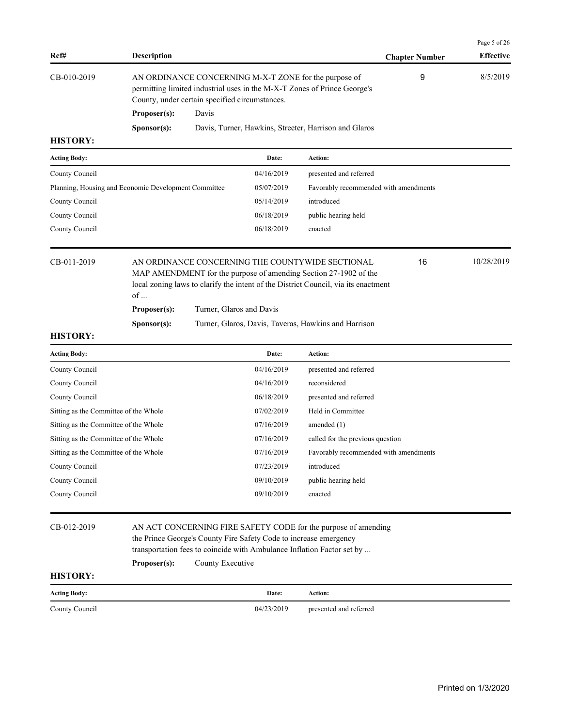| Ref# | Description | Chapter Number | Effective |
|---|---|---|---|
| CB-010-2019 | AN ORDINANCE CONCERNING M-X-T ZONE for the purpose of permitting limited industrial uses in the M-X-T Zones of Prince George's County, under certain specified circumstances. | 9 | 8/5/2019 |

**Proposer(s):** Davis

**Sponsor(s):** Davis, Turner, Hawkins, Streeter, Harrison and Glaros

**HISTORY:**

| Acting Body: | Date: | Action: |
|---|---|---|
| County Council | 04/16/2019 | presented and referred |
| Planning, Housing and Economic Development Committee | 05/07/2019 | Favorably recommended with amendments |
| County Council | 05/14/2019 | introduced |
| County Council | 06/18/2019 | public hearing held |
| County Council | 06/18/2019 | enacted |

| Ref# | Description | Chapter Number | Effective |
|---|---|---|---|
| CB-011-2019 | AN ORDINANCE CONCERNING THE COUNTYWIDE SECTIONAL MAP AMENDMENT for the purpose of amending Section 27-1902 of the local zoning laws to clarify the intent of the District Council, via its enactment of ... | 16 | 10/28/2019 |

**Proposer(s):** Turner, Glaros and Davis

**Sponsor(s):** Turner, Glaros, Davis, Taveras, Hawkins and Harrison

**HISTORY:**

| Acting Body: | Date: | Action: |
|---|---|---|
| County Council | 04/16/2019 | presented and referred |
| County Council | 04/16/2019 | reconsidered |
| County Council | 06/18/2019 | presented and referred |
| Sitting as the Committee of the Whole | 07/02/2019 | Held in Committee |
| Sitting as the Committee of the Whole | 07/16/2019 | amended (1) |
| Sitting as the Committee of the Whole | 07/16/2019 | called for the previous question |
| Sitting as the Committee of the Whole | 07/16/2019 | Favorably recommended with amendments |
| County Council | 07/23/2019 | introduced |
| County Council | 09/10/2019 | public hearing held |
| County Council | 09/10/2019 | enacted |

| Ref# | Description | Chapter Number | Effective |
|---|---|---|---|
| CB-012-2019 | AN ACT CONCERNING FIRE SAFETY CODE for the purpose of amending the Prince George's County Fire Safety Code to increase emergency transportation fees to coincide with Ambulance Inflation Factor set by ... | | |

**Proposer(s):** County Executive

**HISTORY:**

| Acting Body: | Date: | Action: |
|---|---|---|
| County Council | 04/23/2019 | presented and referred |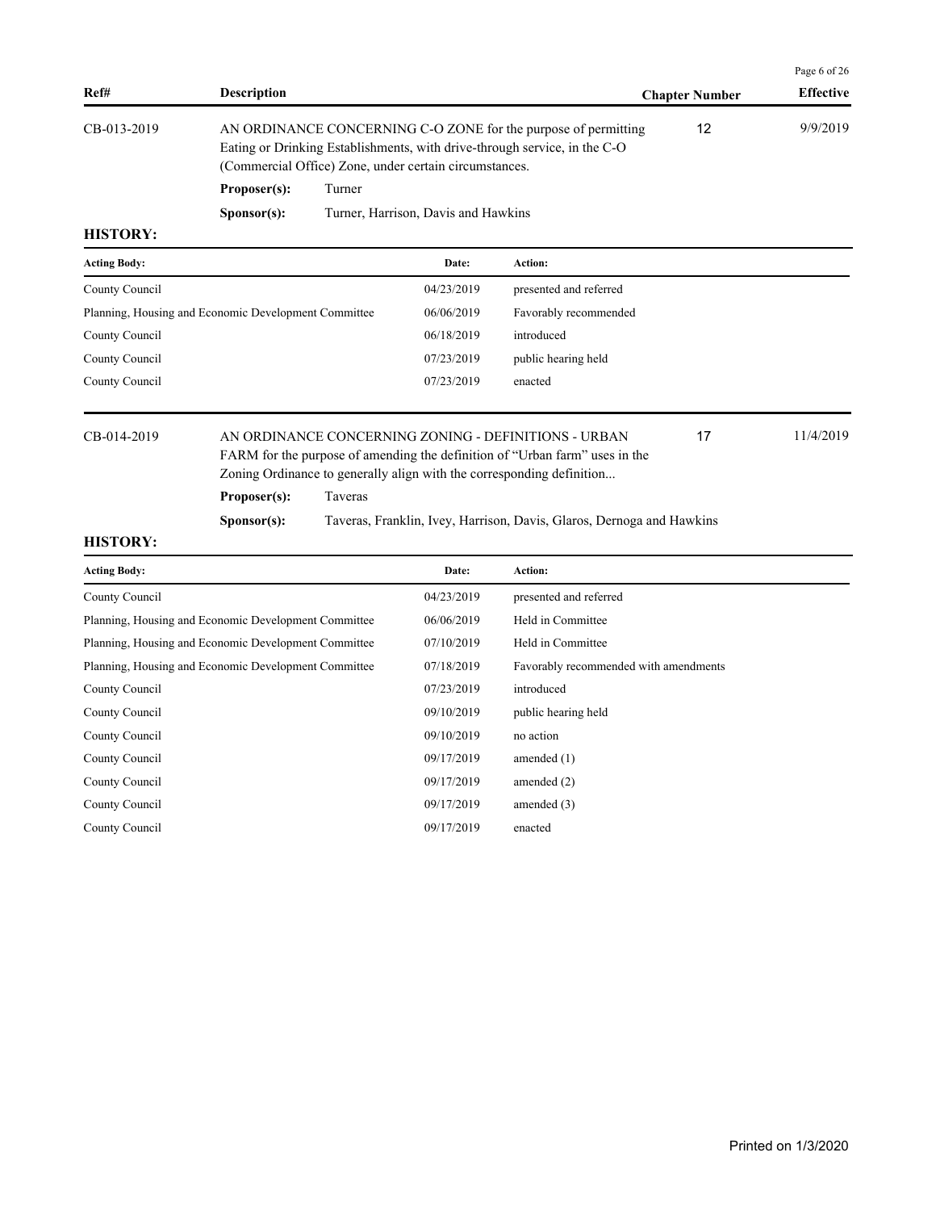| Ref# | Description | Chapter Number | Effective |
|---|---|---|---|
| CB-013-2019 | AN ORDINANCE CONCERNING C-O ZONE for the purpose of permitting Eating or Drinking Establishments, with drive-through service, in the C-O (Commercial Office) Zone, under certain circumstances. | 12 | 9/9/2019 |

**Proposer(s):** Turner

**Sponsor(s):** Turner, Harrison, Davis and Hawkins

**HISTORY:**

| Acting Body: | Date: | Action: |
|---|---|---|
| County Council | 04/23/2019 | presented and referred |
| Planning, Housing and Economic Development Committee | 06/06/2019 | Favorably recommended |
| County Council | 06/18/2019 | introduced |
| County Council | 07/23/2019 | public hearing held |
| County Council | 07/23/2019 | enacted |

| Ref# | Description | Chapter Number | Effective |
|---|---|---|---|
| CB-014-2019 | AN ORDINANCE CONCERNING ZONING - DEFINITIONS - URBAN FARM for the purpose of amending the definition of "Urban farm" uses in the Zoning Ordinance to generally align with the corresponding definition... | 17 | 11/4/2019 |

**Proposer(s):** Taveras

**Sponsor(s):** Taveras, Franklin, Ivey, Harrison, Davis, Glaros, Dernoga and Hawkins

**HISTORY:**

| Acting Body: | Date: | Action: |
|---|---|---|
| County Council | 04/23/2019 | presented and referred |
| Planning, Housing and Economic Development Committee | 06/06/2019 | Held in Committee |
| Planning, Housing and Economic Development Committee | 07/10/2019 | Held in Committee |
| Planning, Housing and Economic Development Committee | 07/18/2019 | Favorably recommended with amendments |
| County Council | 07/23/2019 | introduced |
| County Council | 09/10/2019 | public hearing held |
| County Council | 09/10/2019 | no action |
| County Council | 09/17/2019 | amended (1) |
| County Council | 09/17/2019 | amended (2) |
| County Council | 09/17/2019 | amended (3) |
| County Council | 09/17/2019 | enacted |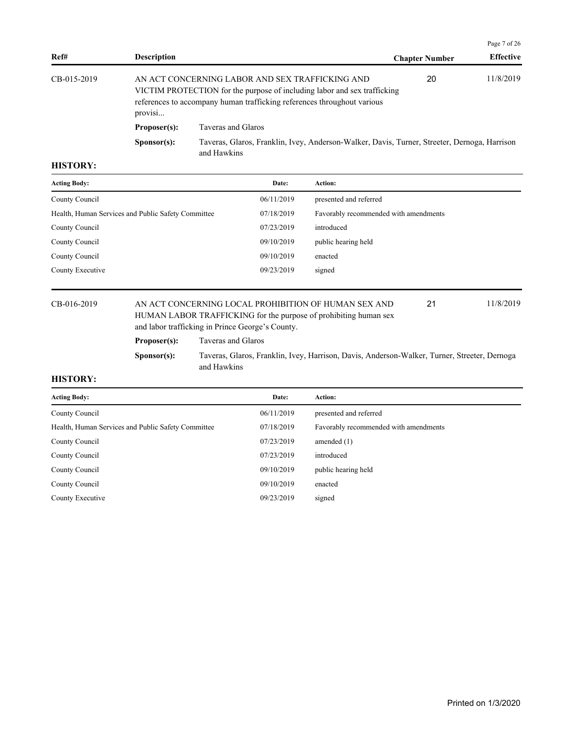| Ref# | Description | Chapter Number | Effective |
|---|---|---|---|
| CB-015-2019 | AN ACT CONCERNING LABOR AND SEX TRAFFICKING AND VICTIM PROTECTION for the purpose of including labor and sex trafficking references to accompany human trafficking references throughout various provisi... | 20 | 11/8/2019 |

**Proposer(s):** Taveras and Glaros

**Sponsor(s):** Taveras, Glaros, Franklin, Ivey, Anderson-Walker, Davis, Turner, Streeter, Dernoga, Harrison and Hawkins

**HISTORY:**

| Acting Body: | Date: | Action: |
|---|---|---|
| County Council | 06/11/2019 | presented and referred |
| Health, Human Services and Public Safety Committee | 07/18/2019 | Favorably recommended with amendments |
| County Council | 07/23/2019 | introduced |
| County Council | 09/10/2019 | public hearing held |
| County Council | 09/10/2019 | enacted |
| County Executive | 09/23/2019 | signed |

| Ref# | Description | Chapter Number | Effective |
|---|---|---|---|
| CB-016-2019 | AN ACT CONCERNING LOCAL PROHIBITION OF HUMAN SEX AND HUMAN LABOR TRAFFICKING for the purpose of prohibiting human sex and labor trafficking in Prince George's County. | 21 | 11/8/2019 |

**Proposer(s):** Taveras and Glaros

**Sponsor(s):** Taveras, Glaros, Franklin, Ivey, Harrison, Davis, Anderson-Walker, Turner, Streeter, Dernoga and Hawkins

**HISTORY:**

| Acting Body: | Date: | Action: |
|---|---|---|
| County Council | 06/11/2019 | presented and referred |
| Health, Human Services and Public Safety Committee | 07/18/2019 | Favorably recommended with amendments |
| County Council | 07/23/2019 | amended (1) |
| County Council | 07/23/2019 | introduced |
| County Council | 09/10/2019 | public hearing held |
| County Council | 09/10/2019 | enacted |
| County Executive | 09/23/2019 | signed |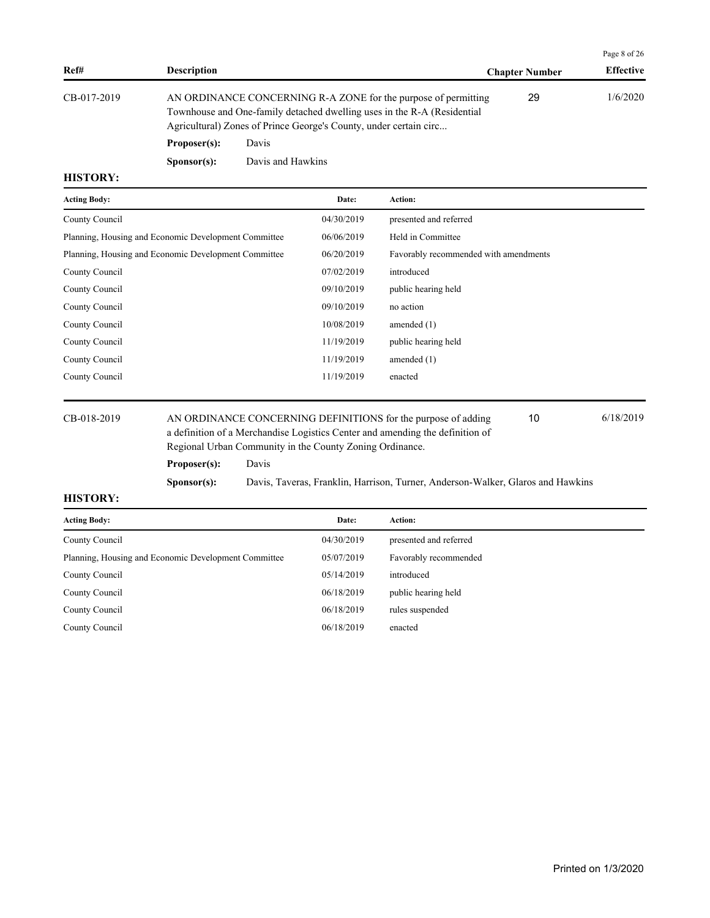| Ref# | Description | Chapter Number | Effective |
|---|---|---|---|
| CB-017-2019 | AN ORDINANCE CONCERNING R-A ZONE for the purpose of permitting Townhouse and One-family detached dwelling uses in the R-A (Residential Agricultural) Zones of Prince George's County, under certain circ... | 29 | 1/6/2020 |

**Proposer(s):** Davis

**Sponsor(s):** Davis and Hawkins

**HISTORY:**

| Acting Body: | Date: | Action: |
|---|---|---|
| County Council | 04/30/2019 | presented and referred |
| Planning, Housing and Economic Development Committee | 06/06/2019 | Held in Committee |
| Planning, Housing and Economic Development Committee | 06/20/2019 | Favorably recommended with amendments |
| County Council | 07/02/2019 | introduced |
| County Council | 09/10/2019 | public hearing held |
| County Council | 09/10/2019 | no action |
| County Council | 10/08/2019 | amended (1) |
| County Council | 11/19/2019 | public hearing held |
| County Council | 11/19/2019 | amended (1) |
| County Council | 11/19/2019 | enacted |

| Ref# | Description | Chapter Number | Effective |
|---|---|---|---|
| CB-018-2019 | AN ORDINANCE CONCERNING DEFINITIONS for the purpose of adding a definition of a Merchandise Logistics Center and amending the definition of Regional Urban Community in the County Zoning Ordinance. | 10 | 6/18/2019 |

**Proposer(s):** Davis

**Sponsor(s):** Davis, Taveras, Franklin, Harrison, Turner, Anderson-Walker, Glaros and Hawkins

**HISTORY:**

| Acting Body: | Date: | Action: |
|---|---|---|
| County Council | 04/30/2019 | presented and referred |
| Planning, Housing and Economic Development Committee | 05/07/2019 | Favorably recommended |
| County Council | 05/14/2019 | introduced |
| County Council | 06/18/2019 | public hearing held |
| County Council | 06/18/2019 | rules suspended |
| County Council | 06/18/2019 | enacted |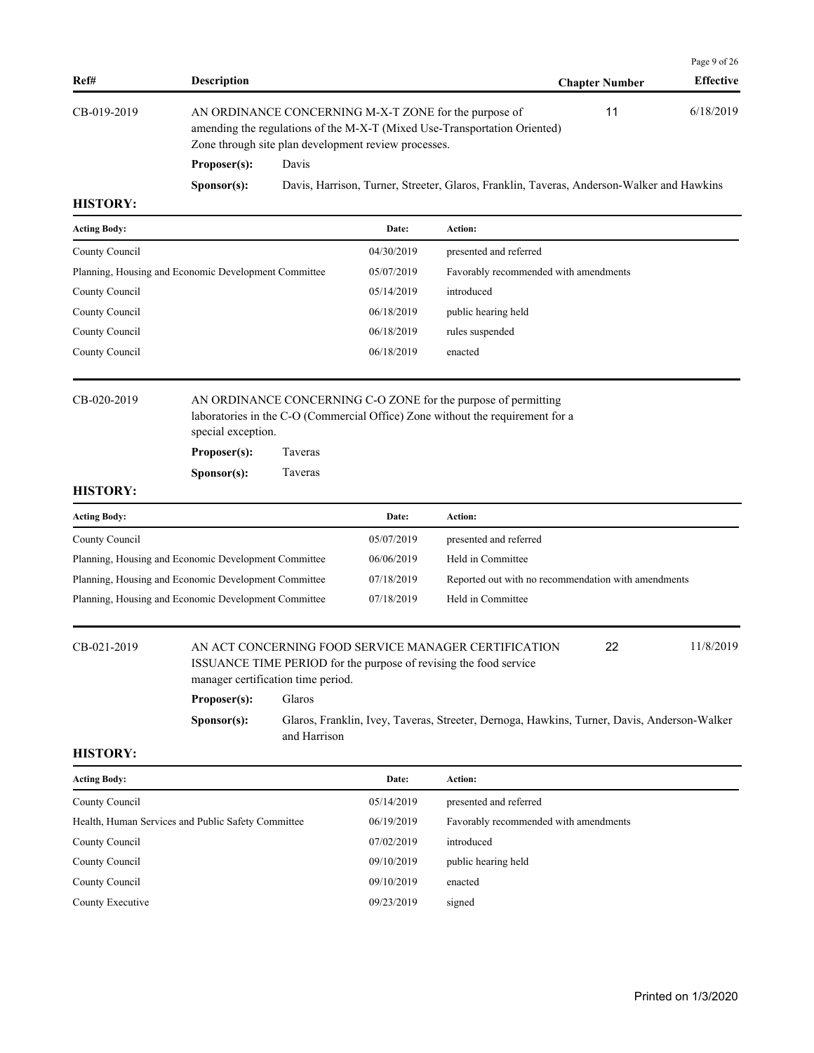| Ref# | Description | Chapter Number | Effective |
|---|---|---|---|
| CB-019-2019 | AN ORDINANCE CONCERNING M-X-T ZONE for the purpose of amending the regulations of the M-X-T (Mixed Use-Transportation Oriented) Zone through site plan development review processes. | 11 | 6/18/2019 |

**Proposer(s):** Davis

**Sponsor(s):** Davis, Harrison, Turner, Streeter, Glaros, Franklin, Taveras, Anderson-Walker and Hawkins

**HISTORY:**

| Acting Body: | Date: | Action: |
|---|---|---|
| County Council | 04/30/2019 | presented and referred |
| Planning, Housing and Economic Development Committee | 05/07/2019 | Favorably recommended with amendments |
| County Council | 05/14/2019 | introduced |
| County Council | 06/18/2019 | public hearing held |
| County Council | 06/18/2019 | rules suspended |
| County Council | 06/18/2019 | enacted |

---

| Ref# | Description | Chapter Number | Effective |
|---|---|---|---|
| CB-020-2019 | AN ORDINANCE CONCERNING C-O ZONE for the purpose of permitting laboratories in the C-O (Commercial Office) Zone without the requirement for a special exception. | | |

**Proposer(s):** Taveras

**Sponsor(s):** Taveras

**HISTORY:**

| Acting Body: | Date: | Action: |
|---|---|---|
| County Council | 05/07/2019 | presented and referred |
| Planning, Housing and Economic Development Committee | 06/06/2019 | Held in Committee |
| Planning, Housing and Economic Development Committee | 07/18/2019 | Reported out with no recommendation with amendments |
| Planning, Housing and Economic Development Committee | 07/18/2019 | Held in Committee |

---

| Ref# | Description | Chapter Number | Effective |
|---|---|---|---|
| CB-021-2019 | AN ACT CONCERNING FOOD SERVICE MANAGER CERTIFICATION ISSUANCE TIME PERIOD for the purpose of revising the food service manager certification time period. | 22 | 11/8/2019 |

**Proposer(s):** Glaros

**Sponsor(s):** Glaros, Franklin, Ivey, Taveras, Streeter, Dernoga, Hawkins, Turner, Davis, Anderson-Walker and Harrison

**HISTORY:**

| Acting Body: | Date: | Action: |
|---|---|---|
| County Council | 05/14/2019 | presented and referred |
| Health, Human Services and Public Safety Committee | 06/19/2019 | Favorably recommended with amendments |
| County Council | 07/02/2019 | introduced |
| County Council | 09/10/2019 | public hearing held |
| County Council | 09/10/2019 | enacted |
| County Executive | 09/23/2019 | signed |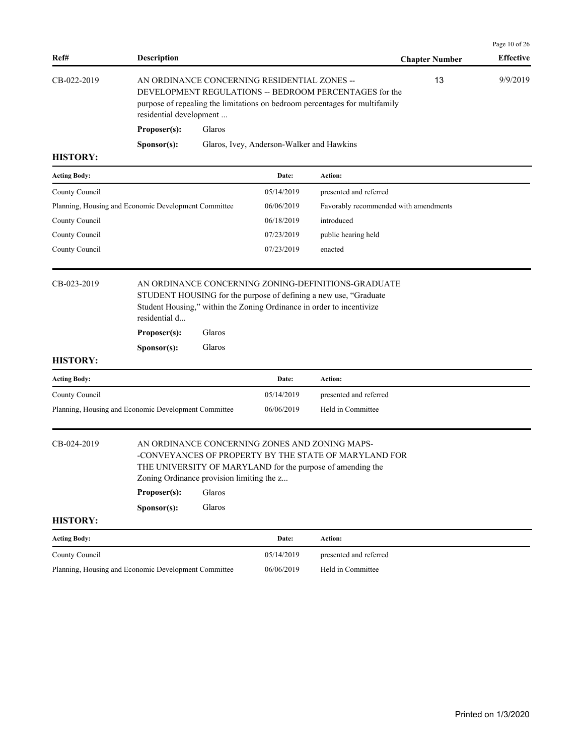| Ref# | Description | Chapter Number | Effective |
|---|---|---|---|
| CB-022-2019 | AN ORDINANCE CONCERNING RESIDENTIAL ZONES -- DEVELOPMENT REGULATIONS -- BEDROOM PERCENTAGES for the purpose of repealing the limitations on bedroom percentages for multifamily residential development ... | 13 | 9/9/2019 |

**Proposer(s):** Glaros

**Sponsor(s):** Glaros, Ivey, Anderson-Walker and Hawkins

**HISTORY:**

| Acting Body: | Date: | Action: |
|---|---|---|
| County Council | 05/14/2019 | presented and referred |
| Planning, Housing and Economic Development Committee | 06/06/2019 | Favorably recommended with amendments |
| County Council | 06/18/2019 | introduced |
| County Council | 07/23/2019 | public hearing held |
| County Council | 07/23/2019 | enacted |

---

**CB-023-2019**

AN ORDINANCE CONCERNING ZONING-DEFINITIONS-GRADUATE STUDENT HOUSING for the purpose of defining a new use, "Graduate Student Housing," within the Zoning Ordinance in order to incentivize residential d...

**Proposer(s):** Glaros

**Sponsor(s):** Glaros

**HISTORY:**

| Acting Body: | Date: | Action: |
|---|---|---|
| County Council | 05/14/2019 | presented and referred |
| Planning, Housing and Economic Development Committee | 06/06/2019 | Held in Committee |

---

**CB-024-2019**

AN ORDINANCE CONCERNING ZONES AND ZONING MAPS--CONVEYANCES OF PROPERTY BY THE STATE OF MARYLAND FOR THE UNIVERSITY OF MARYLAND for the purpose of amending the Zoning Ordinance provision limiting the z...

**Proposer(s):** Glaros

**Sponsor(s):** Glaros

**HISTORY:**

| Acting Body: | Date: | Action: |
|---|---|---|
| County Council | 05/14/2019 | presented and referred |
| Planning, Housing and Economic Development Committee | 06/06/2019 | Held in Committee |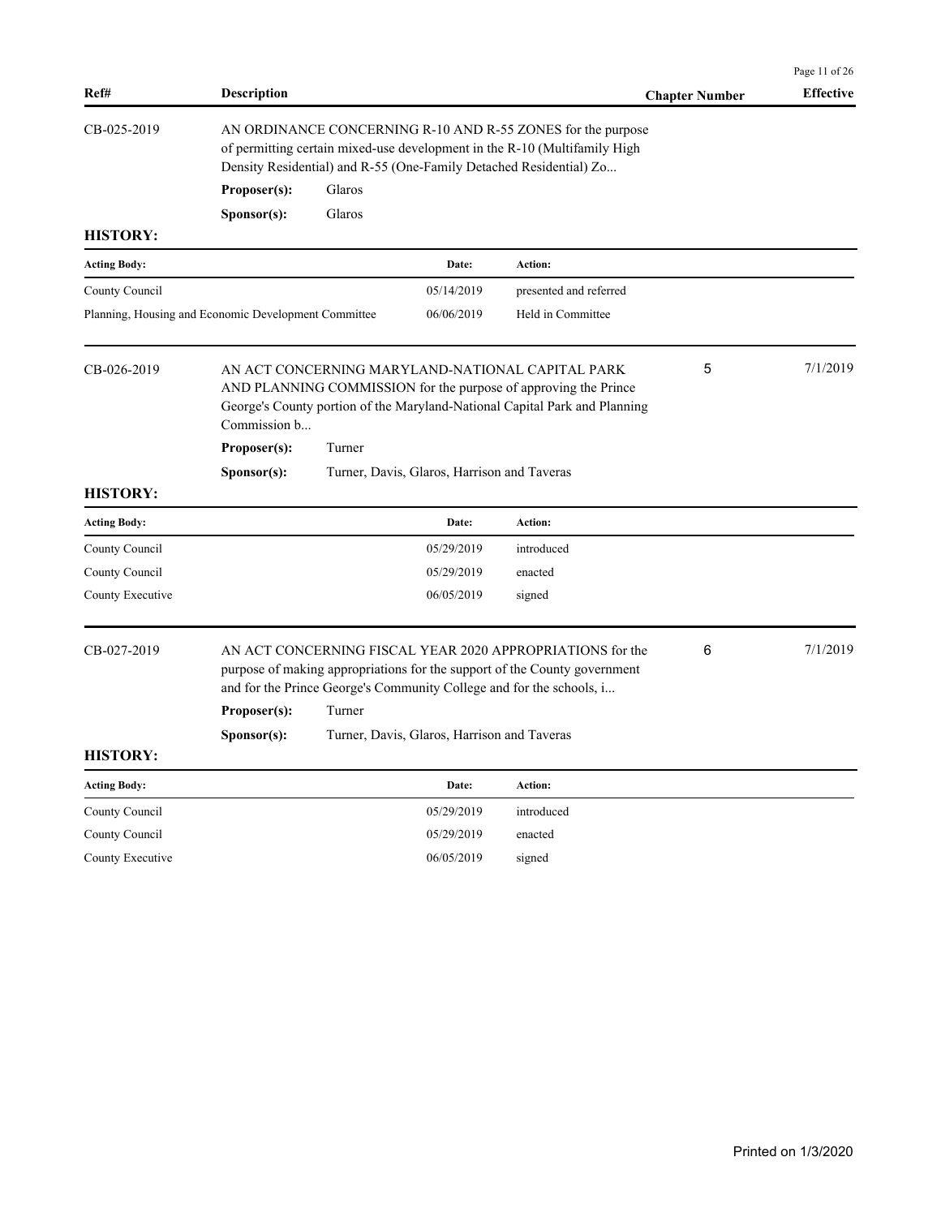| Ref# | Description | Chapter Number | Effective |
|---|---|---|---|
| CB-025-2019 | AN ORDINANCE CONCERNING R-10 AND R-55 ZONES for the purpose of permitting certain mixed-use development in the R-10 (Multifamily High Density Residential) and R-55 (One-Family Detached Residential) Zo... | | |

**Proposer(s):** Glaros

**Sponsor(s):** Glaros

**HISTORY:**

| Acting Body: | Date: | Action: |
|---|---|---|
| County Council | 05/14/2019 | presented and referred |
| Planning, Housing and Economic Development Committee | 06/06/2019 | Held in Committee |

| Ref# | Description | Chapter Number | Effective |
|---|---|---|---|
| CB-026-2019 | AN ACT CONCERNING MARYLAND-NATIONAL CAPITAL PARK AND PLANNING COMMISSION for the purpose of approving the Prince George's County portion of the Maryland-National Capital Park and Planning Commission b... | 5 | 7/1/2019 |

**Proposer(s):** Turner

**Sponsor(s):** Turner, Davis, Glaros, Harrison and Taveras

**HISTORY:**

| Acting Body: | Date: | Action: |
|---|---|---|
| County Council | 05/29/2019 | introduced |
| County Council | 05/29/2019 | enacted |
| County Executive | 06/05/2019 | signed |

| Ref# | Description | Chapter Number | Effective |
|---|---|---|---|
| CB-027-2019 | AN ACT CONCERNING FISCAL YEAR 2020 APPROPRIATIONS for the purpose of making appropriations for the support of the County government and for the Prince George's Community College and for the schools, i... | 6 | 7/1/2019 |

**Proposer(s):** Turner

**Sponsor(s):** Turner, Davis, Glaros, Harrison and Taveras

**HISTORY:**

| Acting Body: | Date: | Action: |
|---|---|---|
| County Council | 05/29/2019 | introduced |
| County Council | 05/29/2019 | enacted |
| County Executive | 06/05/2019 | signed |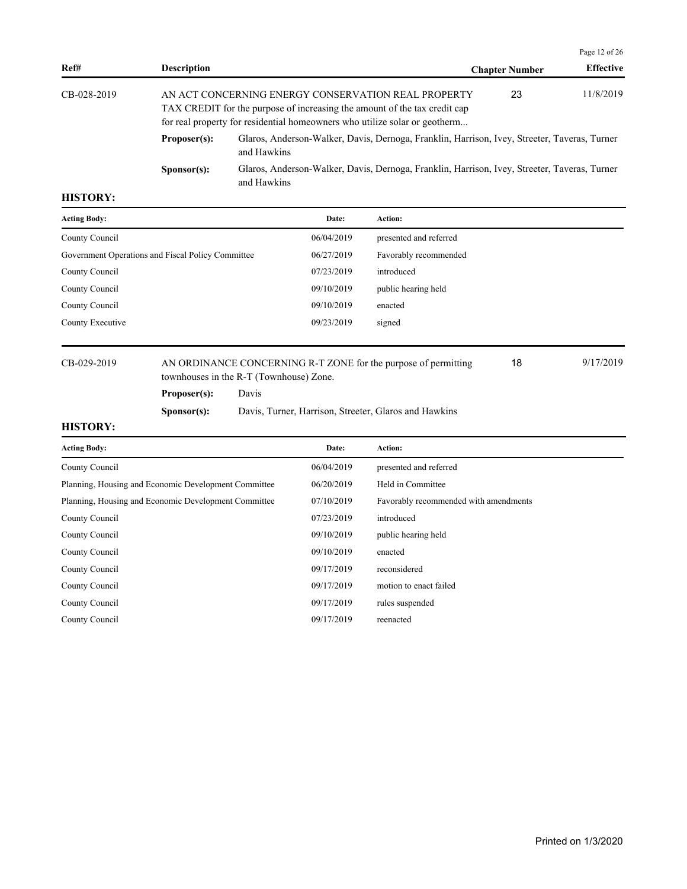| Ref# | Description | Chapter Number | Effective |
|---|---|---|---|
| CB-028-2019 | AN ACT CONCERNING ENERGY CONSERVATION REAL PROPERTY TAX CREDIT for the purpose of increasing the amount of the tax credit cap for real property for residential homeowners who utilize solar or geotherm... | 23 | 11/8/2019 |

**Proposer(s):** Glaros, Anderson-Walker, Davis, Dernoga, Franklin, Harrison, Ivey, Streeter, Taveras, Turner and Hawkins

**Sponsor(s):** Glaros, Anderson-Walker, Davis, Dernoga, Franklin, Harrison, Ivey, Streeter, Taveras, Turner and Hawkins

**HISTORY:**

| Acting Body: | Date: | Action: |
|---|---|---|
| County Council | 06/04/2019 | presented and referred |
| Government Operations and Fiscal Policy Committee | 06/27/2019 | Favorably recommended |
| County Council | 07/23/2019 | introduced |
| County Council | 09/10/2019 | public hearing held |
| County Council | 09/10/2019 | enacted |
| County Executive | 09/23/2019 | signed |

| Ref# | Description | Chapter Number | Effective |
|---|---|---|---|
| CB-029-2019 | AN ORDINANCE CONCERNING R-T ZONE for the purpose of permitting townhouses in the R-T (Townhouse) Zone. | 18 | 9/17/2019 |

**Proposer(s):** Davis

**Sponsor(s):** Davis, Turner, Harrison, Streeter, Glaros and Hawkins

**HISTORY:**

| Acting Body: | Date: | Action: |
|---|---|---|
| County Council | 06/04/2019 | presented and referred |
| Planning, Housing and Economic Development Committee | 06/20/2019 | Held in Committee |
| Planning, Housing and Economic Development Committee | 07/10/2019 | Favorably recommended with amendments |
| County Council | 07/23/2019 | introduced |
| County Council | 09/10/2019 | public hearing held |
| County Council | 09/10/2019 | enacted |
| County Council | 09/17/2019 | reconsidered |
| County Council | 09/17/2019 | motion to enact failed |
| County Council | 09/17/2019 | rules suspended |
| County Council | 09/17/2019 | reenacted |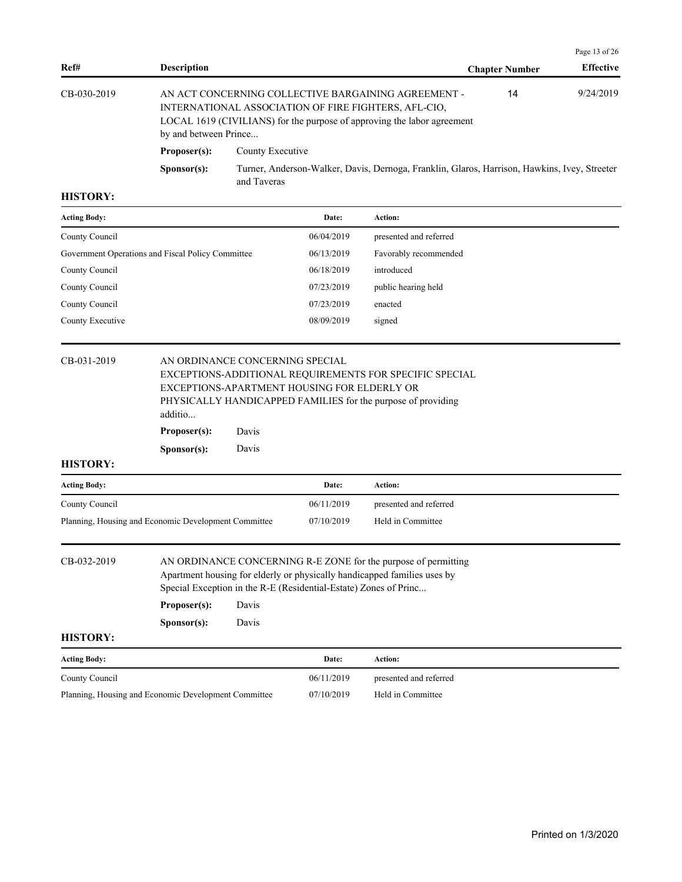| Ref# | Description | Chapter Number | Effective |
|---|---|---|---|
| CB-030-2019 | AN ACT CONCERNING COLLECTIVE BARGAINING AGREEMENT - INTERNATIONAL ASSOCIATION OF FIRE FIGHTERS, AFL-CIO, LOCAL 1619 (CIVILIANS) for the purpose of approving the labor agreement by and between Prince... | 14 | 9/24/2019 |

**Proposer(s):** County Executive

**Sponsor(s):** Turner, Anderson-Walker, Davis, Dernoga, Franklin, Glaros, Harrison, Hawkins, Ivey, Streeter and Taveras

**HISTORY:**

| Acting Body: | Date: | Action: |
|---|---|---|
| County Council | 06/04/2019 | presented and referred |
| Government Operations and Fiscal Policy Committee | 06/13/2019 | Favorably recommended |
| County Council | 06/18/2019 | introduced |
| County Council | 07/23/2019 | public hearing held |
| County Council | 07/23/2019 | enacted |
| County Executive | 08/09/2019 | signed |

---

**CB-031-2019** AN ORDINANCE CONCERNING SPECIAL EXCEPTIONS-ADDITIONAL REQUIREMENTS FOR SPECIFIC SPECIAL EXCEPTIONS-APARTMENT HOUSING FOR ELDERLY OR PHYSICALLY HANDICAPPED FAMILIES for the purpose of providing additio...

**Proposer(s):** Davis

**Sponsor(s):** Davis

**HISTORY:**

| Acting Body: | Date: | Action: |
|---|---|---|
| County Council | 06/11/2019 | presented and referred |
| Planning, Housing and Economic Development Committee | 07/10/2019 | Held in Committee |

---

**CB-032-2019** AN ORDINANCE CONCERNING R-E ZONE for the purpose of permitting Apartment housing for elderly or physically handicapped families uses by Special Exception in the R-E (Residential-Estate) Zones of Princ...

**Proposer(s):** Davis

**Sponsor(s):** Davis

**HISTORY:**

| Acting Body: | Date: | Action: |
|---|---|---|
| County Council | 06/11/2019 | presented and referred |
| Planning, Housing and Economic Development Committee | 07/10/2019 | Held in Committee |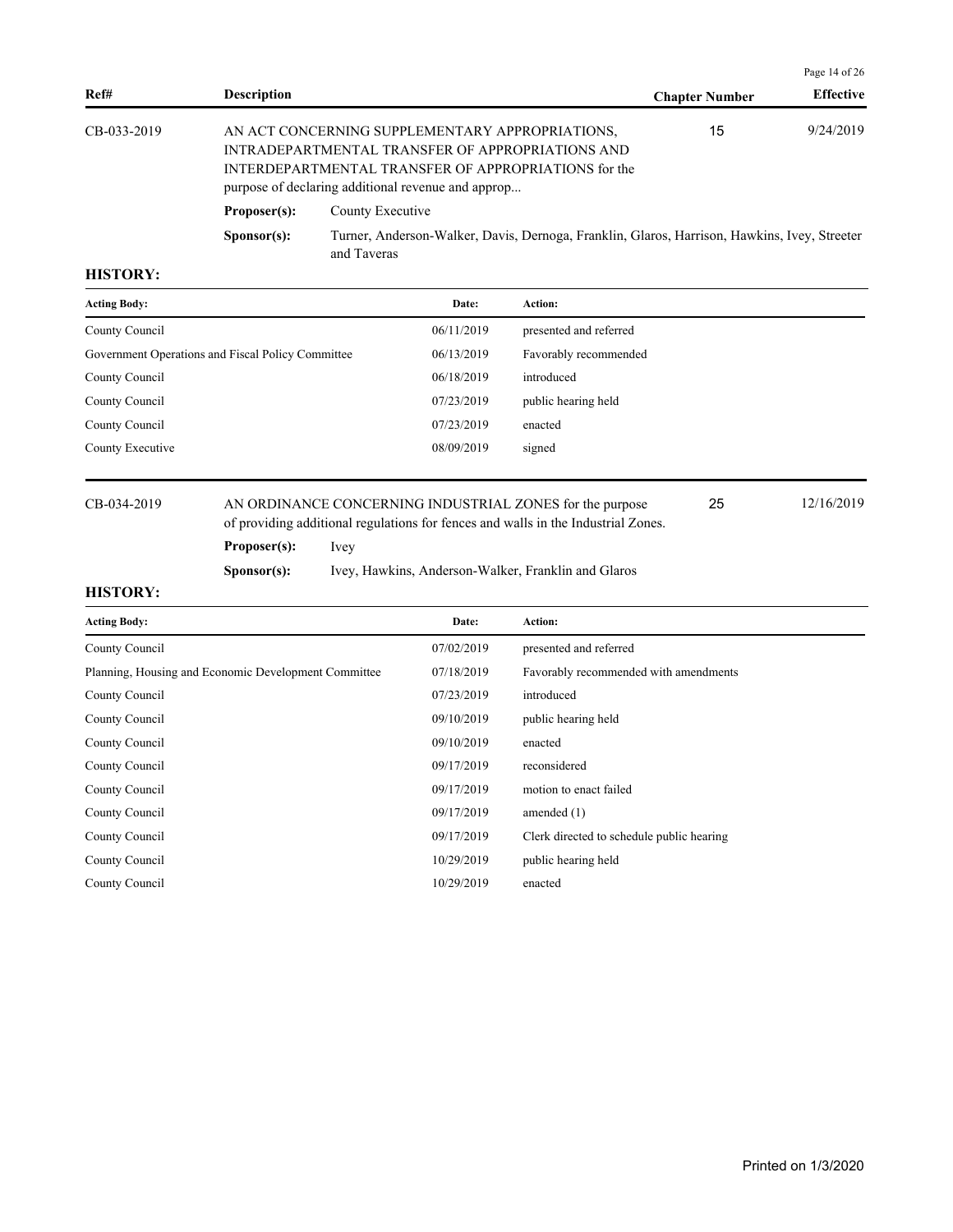| Ref# | Description | Chapter Number | Effective |
|---|---|---|---|
| CB-033-2019 | AN ACT CONCERNING SUPPLEMENTARY APPROPRIATIONS, INTRADEPARTMENTAL TRANSFER OF APPROPRIATIONS AND INTERDEPARTMENTAL TRANSFER OF APPROPRIATIONS for the purpose of declaring additional revenue and approp... | 15 | 9/24/2019 |

**Proposer(s):** County Executive

**Sponsor(s):** Turner, Anderson-Walker, Davis, Dernoga, Franklin, Glaros, Harrison, Hawkins, Ivey, Streeter and Taveras

**HISTORY:**

| Acting Body: | Date: | Action: |
|---|---|---|
| County Council | 06/11/2019 | presented and referred |
| Government Operations and Fiscal Policy Committee | 06/13/2019 | Favorably recommended |
| County Council | 06/18/2019 | introduced |
| County Council | 07/23/2019 | public hearing held |
| County Council | 07/23/2019 | enacted |
| County Executive | 08/09/2019 | signed |

| Ref# | Description | Chapter Number | Effective |
|---|---|---|---|
| CB-034-2019 | AN ORDINANCE CONCERNING INDUSTRIAL ZONES for the purpose of providing additional regulations for fences and walls in the Industrial Zones. | 25 | 12/16/2019 |

**Proposer(s):** Ivey

**Sponsor(s):** Ivey, Hawkins, Anderson-Walker, Franklin and Glaros

**HISTORY:**

| Acting Body: | Date: | Action: |
|---|---|---|
| County Council | 07/02/2019 | presented and referred |
| Planning, Housing and Economic Development Committee | 07/18/2019 | Favorably recommended with amendments |
| County Council | 07/23/2019 | introduced |
| County Council | 09/10/2019 | public hearing held |
| County Council | 09/10/2019 | enacted |
| County Council | 09/17/2019 | reconsidered |
| County Council | 09/17/2019 | motion to enact failed |
| County Council | 09/17/2019 | amended (1) |
| County Council | 09/17/2019 | Clerk directed to schedule public hearing |
| County Council | 10/29/2019 | public hearing held |
| County Council | 10/29/2019 | enacted |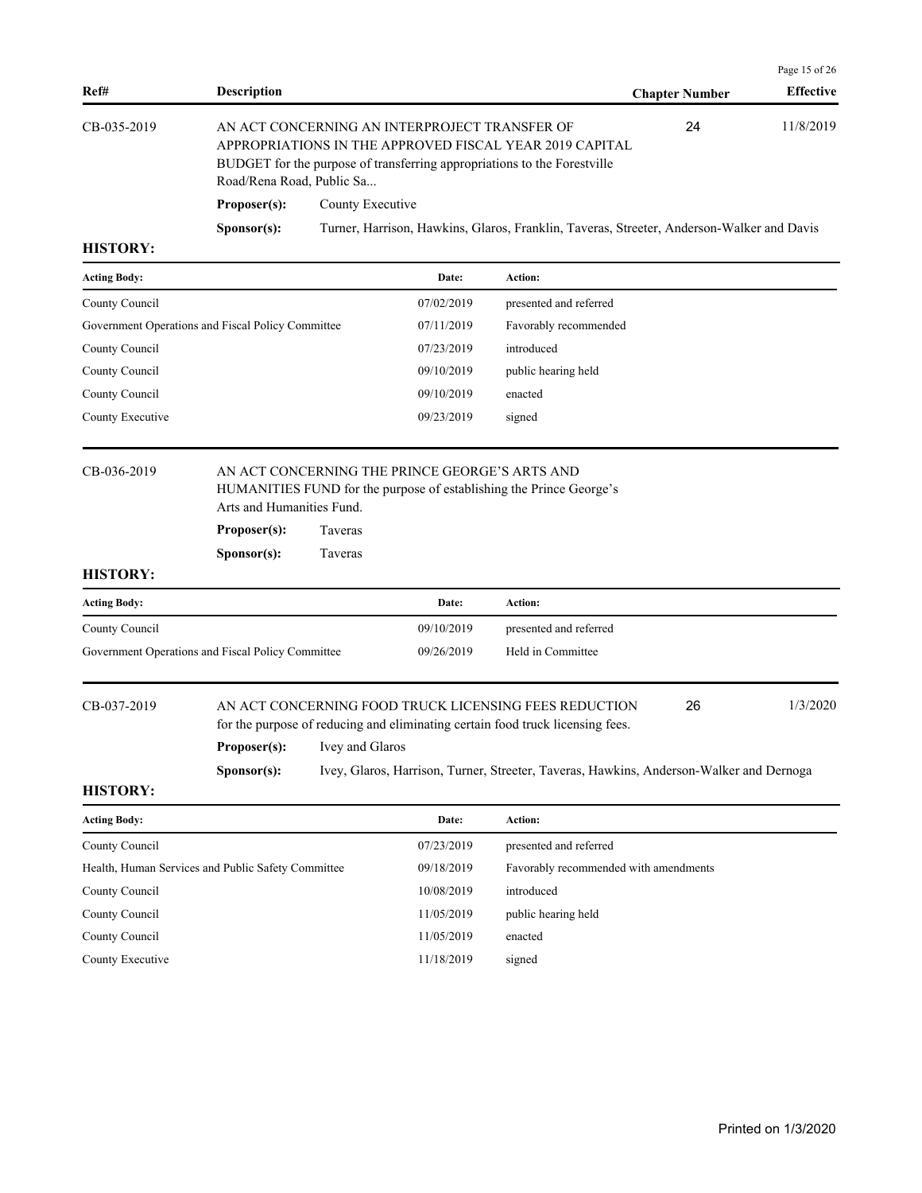| Ref# | Description | Chapter Number | Effective |
|---|---|---|---|
| CB-035-2019 | AN ACT CONCERNING AN INTERPROJECT TRANSFER OF APPROPRIATIONS IN THE APPROVED FISCAL YEAR 2019 CAPITAL BUDGET for the purpose of transferring appropriations to the Forestville Road/Rena Road, Public Sa... | 24 | 11/8/2019 |

**Proposer(s):** County Executive

**Sponsor(s):** Turner, Harrison, Hawkins, Glaros, Franklin, Taveras, Streeter, Anderson-Walker and Davis

**HISTORY:**

| Acting Body: | Date: | Action: |
|---|---|---|
| County Council | 07/02/2019 | presented and referred |
| Government Operations and Fiscal Policy Committee | 07/11/2019 | Favorably recommended |
| County Council | 07/23/2019 | introduced |
| County Council | 09/10/2019 | public hearing held |
| County Council | 09/10/2019 | enacted |
| County Executive | 09/23/2019 | signed |

| Ref# | Description | Chapter Number | Effective |
|---|---|---|---|
| CB-036-2019 | AN ACT CONCERNING THE PRINCE GEORGE'S ARTS AND HUMANITIES FUND for the purpose of establishing the Prince George's Arts and Humanities Fund. | | |

**Proposer(s):** Taveras

**Sponsor(s):** Taveras

**HISTORY:**

| Acting Body: | Date: | Action: |
|---|---|---|
| County Council | 09/10/2019 | presented and referred |
| Government Operations and Fiscal Policy Committee | 09/26/2019 | Held in Committee |

| Ref# | Description | Chapter Number | Effective |
|---|---|---|---|
| CB-037-2019 | AN ACT CONCERNING FOOD TRUCK LICENSING FEES REDUCTION for the purpose of reducing and eliminating certain food truck licensing fees. | 26 | 1/3/2020 |

**Proposer(s):** Ivey and Glaros

**Sponsor(s):** Ivey, Glaros, Harrison, Turner, Streeter, Taveras, Hawkins, Anderson-Walker and Dernoga

**HISTORY:**

| Acting Body: | Date: | Action: |
|---|---|---|
| County Council | 07/23/2019 | presented and referred |
| Health, Human Services and Public Safety Committee | 09/18/2019 | Favorably recommended with amendments |
| County Council | 10/08/2019 | introduced |
| County Council | 11/05/2019 | public hearing held |
| County Council | 11/05/2019 | enacted |
| County Executive | 11/18/2019 | signed |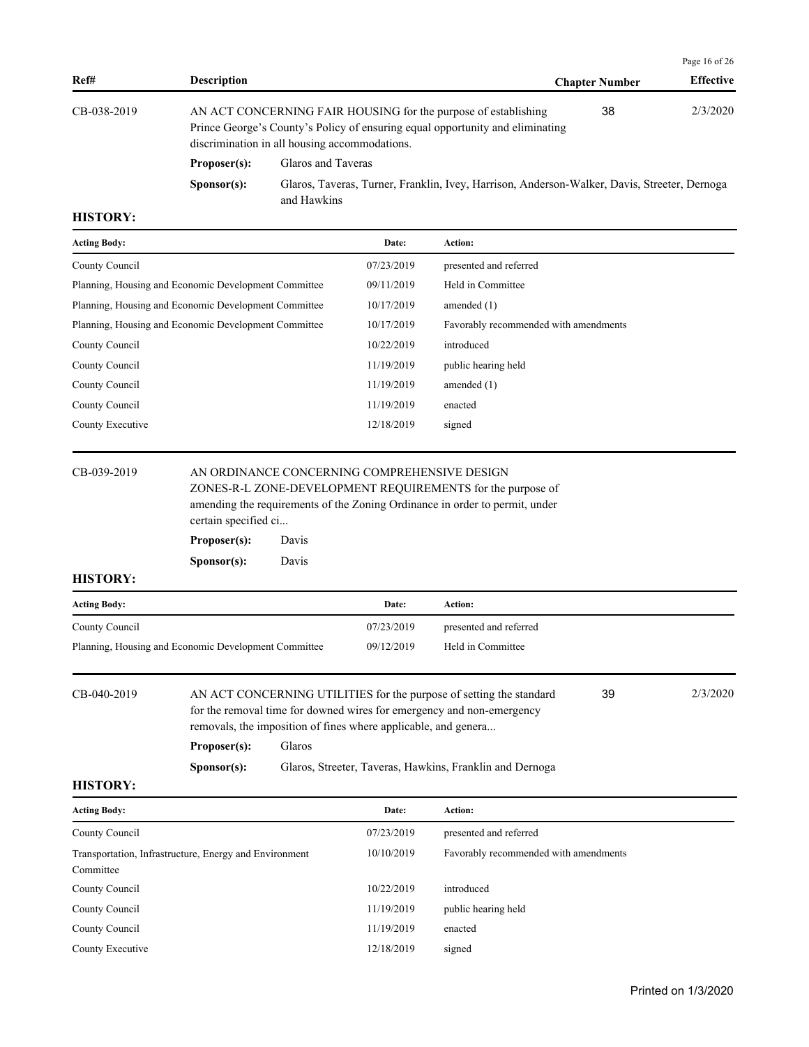| Ref# | Description | | Chapter Number | Effective |
|---|---|---|---|---|
| CB-038-2019 | AN ACT CONCERNING FAIR HOUSING for the purpose of establishing Prince George's County's Policy of ensuring equal opportunity and eliminating discrimination in all housing accommodations. | | 38 | 2/3/2020 |
| | **Proposer(s):** | Glaros and Taveras | | |
| | **Sponsor(s):** | Glaros, Taveras, Turner, Franklin, Ivey, Harrison, Anderson-Walker, Davis, Streeter, Dernoga and Hawkins | | |

**HISTORY:**

| Acting Body: | Date: | Action: |
|---|---|---|
| County Council | 07/23/2019 | presented and referred |
| Planning, Housing and Economic Development Committee | 09/11/2019 | Held in Committee |
| Planning, Housing and Economic Development Committee | 10/17/2019 | amended (1) |
| Planning, Housing and Economic Development Committee | 10/17/2019 | Favorably recommended with amendments |
| County Council | 10/22/2019 | introduced |
| County Council | 11/19/2019 | public hearing held |
| County Council | 11/19/2019 | amended (1) |
| County Council | 11/19/2019 | enacted |
| County Executive | 12/18/2019 | signed |

| Ref# | Description | | Chapter Number | Effective |
|---|---|---|---|---|
| CB-039-2019 | AN ORDINANCE CONCERNING COMPREHENSIVE DESIGN ZONES-R-L ZONE-DEVELOPMENT REQUIREMENTS for the purpose of amending the requirements of the Zoning Ordinance in order to permit, under certain specified ci... | | | |
| | **Proposer(s):** | Davis | | |
| | **Sponsor(s):** | Davis | | |

**HISTORY:**

| Acting Body: | Date: | Action: |
|---|---|---|
| County Council | 07/23/2019 | presented and referred |
| Planning, Housing and Economic Development Committee | 09/12/2019 | Held in Committee |

| Ref# | Description | | Chapter Number | Effective |
|---|---|---|---|---|
| CB-040-2019 | AN ACT CONCERNING UTILITIES for the purpose of setting the standard for the removal time for downed wires for emergency and non-emergency removals, the imposition of fines where applicable, and genera... | | 39 | 2/3/2020 |
| | **Proposer(s):** | Glaros | | |
| | **Sponsor(s):** | Glaros, Streeter, Taveras, Hawkins, Franklin and Dernoga | | |

**HISTORY:**

| Acting Body: | Date: | Action: |
|---|---|---|
| County Council | 07/23/2019 | presented and referred |
| Transportation, Infrastructure, Energy and Environment Committee | 10/10/2019 | Favorably recommended with amendments |
| County Council | 10/22/2019 | introduced |
| County Council | 11/19/2019 | public hearing held |
| County Council | 11/19/2019 | enacted |
| County Executive | 12/18/2019 | signed |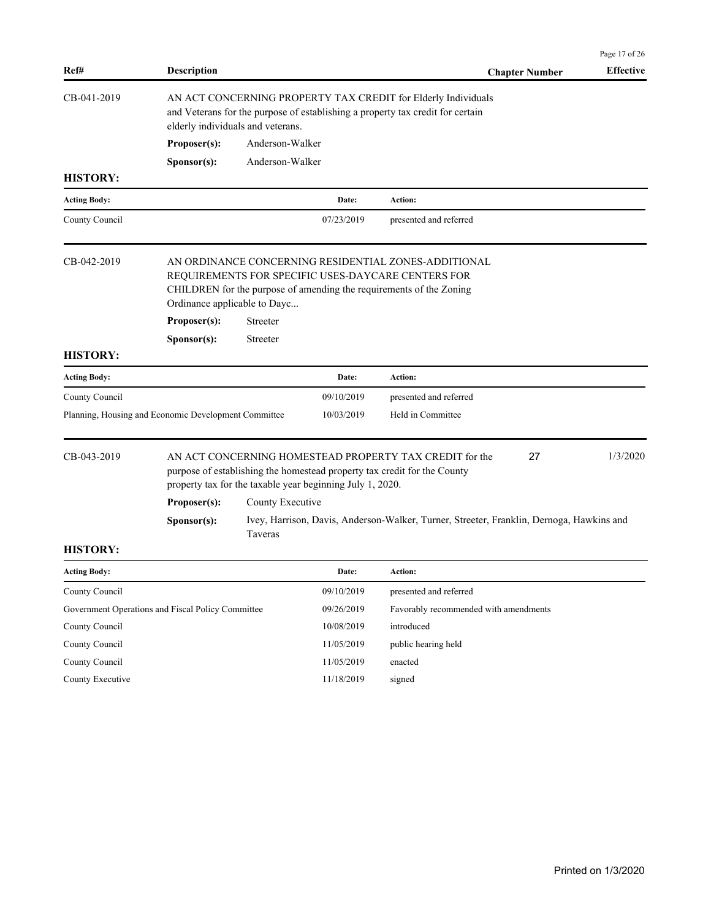| Ref# | Description | Chapter Number | Effective |
|---|---|---|---|

**CB-041-2019**

AN ACT CONCERNING PROPERTY TAX CREDIT for Elderly Individuals and Veterans for the purpose of establishing a property tax credit for certain elderly individuals and veterans.

**Proposer(s):** Anderson-Walker

**Sponsor(s):** Anderson-Walker

**HISTORY:**

| Acting Body: | Date: | Action: |
|---|---|---|
| County Council | 07/23/2019 | presented and referred |

**CB-042-2019**

AN ORDINANCE CONCERNING RESIDENTIAL ZONES-ADDITIONAL REQUIREMENTS FOR SPECIFIC USES-DAYCARE CENTERS FOR CHILDREN for the purpose of amending the requirements of the Zoning Ordinance applicable to Dayc...

**Proposer(s):** Streeter

**Sponsor(s):** Streeter

**HISTORY:**

| Acting Body: | Date: | Action: |
|---|---|---|
| County Council | 09/10/2019 | presented and referred |
| Planning, Housing and Economic Development Committee | 10/03/2019 | Held in Committee |

**CB-043-2019** — Chapter Number: 27 — Effective: 1/3/2020

AN ACT CONCERNING HOMESTEAD PROPERTY TAX CREDIT for the purpose of establishing the homestead property tax credit for the County property tax for the taxable year beginning July 1, 2020.

**Proposer(s):** County Executive

**Sponsor(s):** Ivey, Harrison, Davis, Anderson-Walker, Turner, Streeter, Franklin, Dernoga, Hawkins and Taveras

**HISTORY:**

| Acting Body: | Date: | Action: |
|---|---|---|
| County Council | 09/10/2019 | presented and referred |
| Government Operations and Fiscal Policy Committee | 09/26/2019 | Favorably recommended with amendments |
| County Council | 10/08/2019 | introduced |
| County Council | 11/05/2019 | public hearing held |
| County Council | 11/05/2019 | enacted |
| County Executive | 11/18/2019 | signed |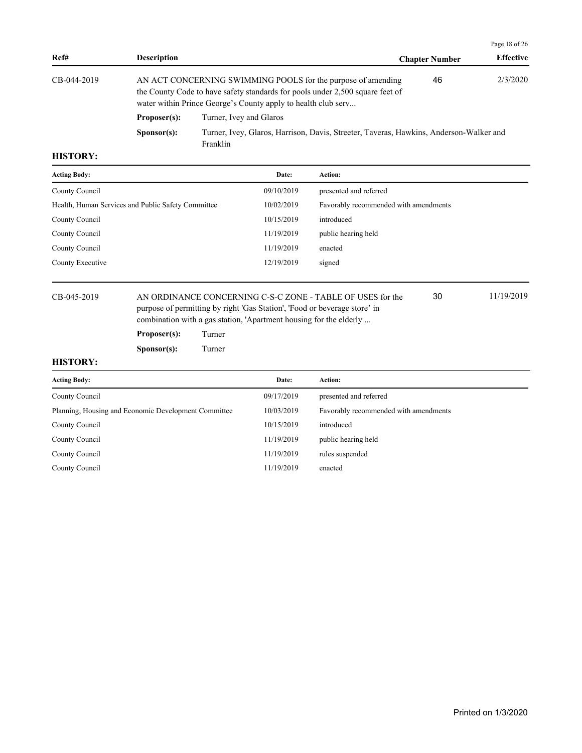| Ref# | Description | Chapter Number | Effective |
|---|---|---|---|
| CB-044-2019 | AN ACT CONCERNING SWIMMING POOLS for the purpose of amending the County Code to have safety standards for pools under 2,500 square feet of water within Prince George's County apply to health club serv... | 46 | 2/3/2020 |

**Proposer(s):** Turner, Ivey and Glaros

**Sponsor(s):** Turner, Ivey, Glaros, Harrison, Davis, Streeter, Taveras, Hawkins, Anderson-Walker and Franklin

**HISTORY:**

| Acting Body: | Date: | Action: |
|---|---|---|
| County Council | 09/10/2019 | presented and referred |
| Health, Human Services and Public Safety Committee | 10/02/2019 | Favorably recommended with amendments |
| County Council | 10/15/2019 | introduced |
| County Council | 11/19/2019 | public hearing held |
| County Council | 11/19/2019 | enacted |
| County Executive | 12/19/2019 | signed |

| Ref# | Description | Chapter Number | Effective |
|---|---|---|---|
| CB-045-2019 | AN ORDINANCE CONCERNING C-S-C ZONE - TABLE OF USES for the purpose of permitting by right 'Gas Station', 'Food or beverage store' in combination with a gas station, 'Apartment housing for the elderly ... | 30 | 11/19/2019 |

**Proposer(s):** Turner

**Sponsor(s):** Turner

**HISTORY:**

| Acting Body: | Date: | Action: |
|---|---|---|
| County Council | 09/17/2019 | presented and referred |
| Planning, Housing and Economic Development Committee | 10/03/2019 | Favorably recommended with amendments |
| County Council | 10/15/2019 | introduced |
| County Council | 11/19/2019 | public hearing held |
| County Council | 11/19/2019 | rules suspended |
| County Council | 11/19/2019 | enacted |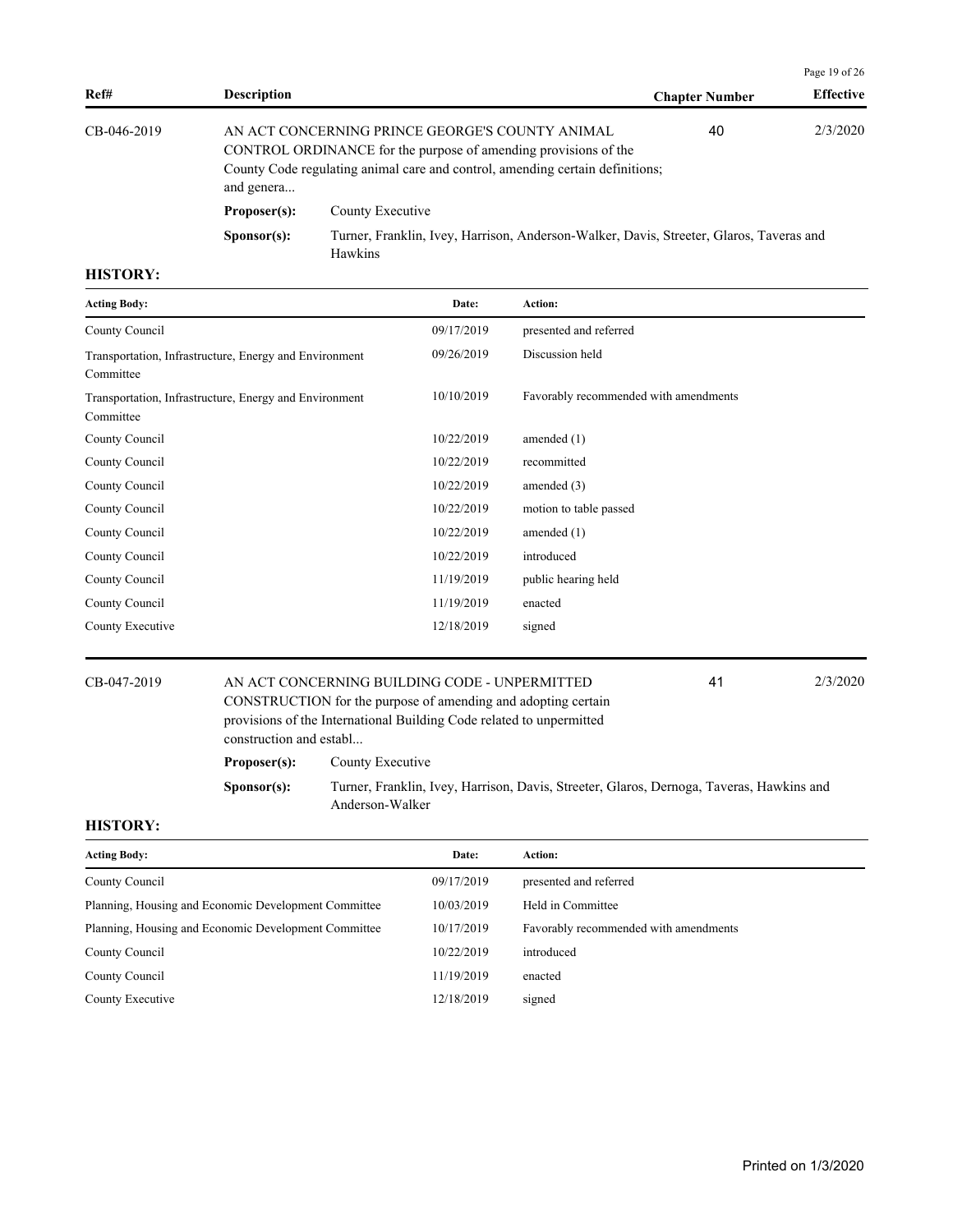| Ref# | Description | Chapter Number | Effective |
|---|---|---|---|
| CB-046-2019 | AN ACT CONCERNING PRINCE GEORGE'S COUNTY ANIMAL CONTROL ORDINANCE for the purpose of amending provisions of the County Code regulating animal care and control, amending certain definitions; and genera... | 40 | 2/3/2020 |

**Proposer(s):** County Executive

**Sponsor(s):** Turner, Franklin, Ivey, Harrison, Anderson-Walker, Davis, Streeter, Glaros, Taveras and Hawkins

**HISTORY:**

| Acting Body: | Date: | Action: |
|---|---|---|
| County Council | 09/17/2019 | presented and referred |
| Transportation, Infrastructure, Energy and Environment Committee | 09/26/2019 | Discussion held |
| Transportation, Infrastructure, Energy and Environment Committee | 10/10/2019 | Favorably recommended with amendments |
| County Council | 10/22/2019 | amended (1) |
| County Council | 10/22/2019 | recommitted |
| County Council | 10/22/2019 | amended (3) |
| County Council | 10/22/2019 | motion to table passed |
| County Council | 10/22/2019 | amended (1) |
| County Council | 10/22/2019 | introduced |
| County Council | 11/19/2019 | public hearing held |
| County Council | 11/19/2019 | enacted |
| County Executive | 12/18/2019 | signed |

| Ref# | Description | Chapter Number | Effective |
|---|---|---|---|
| CB-047-2019 | AN ACT CONCERNING BUILDING CODE - UNPERMITTED CONSTRUCTION for the purpose of amending and adopting certain provisions of the International Building Code related to unpermitted construction and establ... | 41 | 2/3/2020 |

**Proposer(s):** County Executive

**Sponsor(s):** Turner, Franklin, Ivey, Harrison, Davis, Streeter, Glaros, Dernoga, Taveras, Hawkins and Anderson-Walker

**HISTORY:**

| Acting Body: | Date: | Action: |
|---|---|---|
| County Council | 09/17/2019 | presented and referred |
| Planning, Housing and Economic Development Committee | 10/03/2019 | Held in Committee |
| Planning, Housing and Economic Development Committee | 10/17/2019 | Favorably recommended with amendments |
| County Council | 10/22/2019 | introduced |
| County Council | 11/19/2019 | enacted |
| County Executive | 12/18/2019 | signed |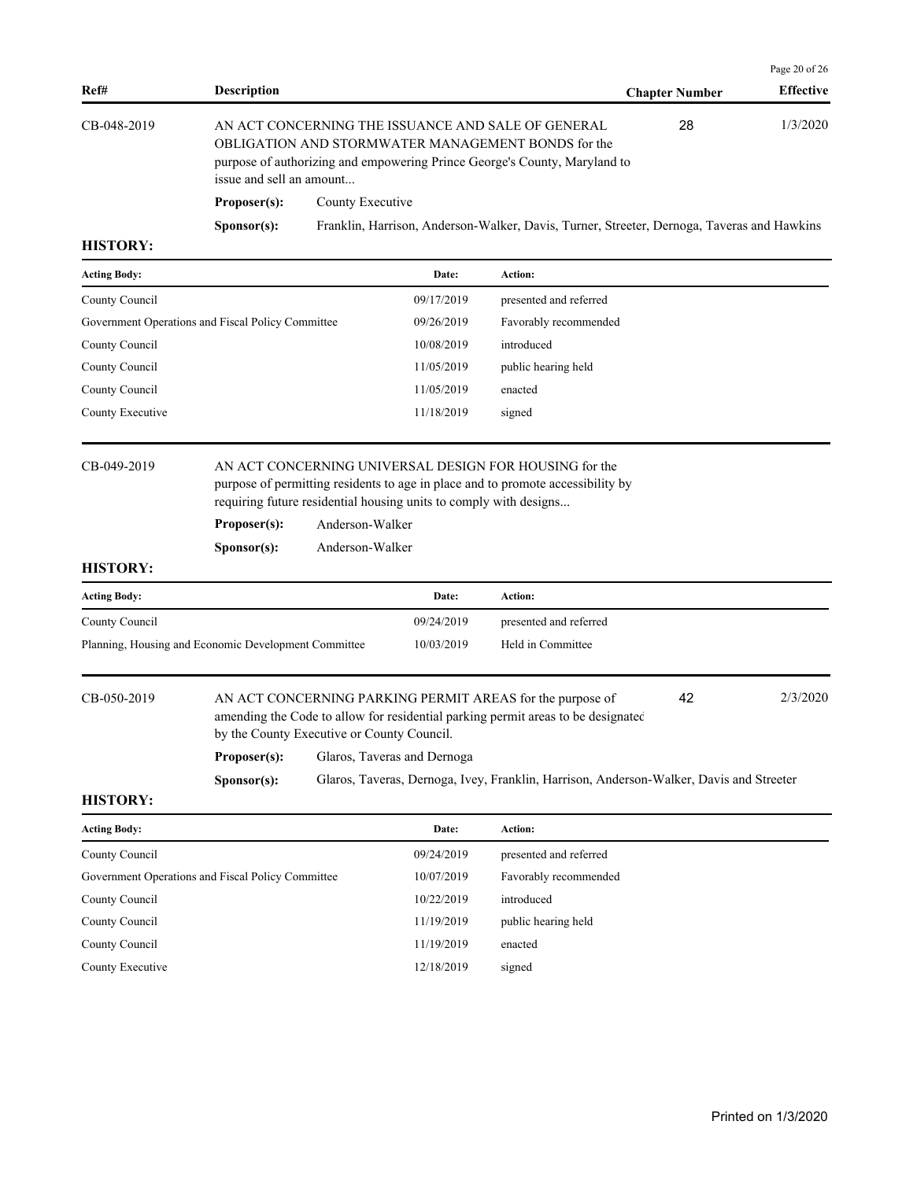| Ref# | Description | Chapter Number | Effective |
|---|---|---|---|
| CB-048-2019 | AN ACT CONCERNING THE ISSUANCE AND SALE OF GENERAL OBLIGATION AND STORMWATER MANAGEMENT BONDS for the purpose of authorizing and empowering Prince George's County, Maryland to issue and sell an amount... | 28 | 1/3/2020 |

**Proposer(s):** County Executive

**Sponsor(s):** Franklin, Harrison, Anderson-Walker, Davis, Turner, Streeter, Dernoga, Taveras and Hawkins

**HISTORY:**

| Acting Body: | Date: | Action: |
|---|---|---|
| County Council | 09/17/2019 | presented and referred |
| Government Operations and Fiscal Policy Committee | 09/26/2019 | Favorably recommended |
| County Council | 10/08/2019 | introduced |
| County Council | 11/05/2019 | public hearing held |
| County Council | 11/05/2019 | enacted |
| County Executive | 11/18/2019 | signed |

| Ref# | Description | Chapter Number | Effective |
|---|---|---|---|
| CB-049-2019 | AN ACT CONCERNING UNIVERSAL DESIGN FOR HOUSING for the purpose of permitting residents to age in place and to promote accessibility by requiring future residential housing units to comply with designs... | | |

**Proposer(s):** Anderson-Walker

**Sponsor(s):** Anderson-Walker

**HISTORY:**

| Acting Body: | Date: | Action: |
|---|---|---|
| County Council | 09/24/2019 | presented and referred |
| Planning, Housing and Economic Development Committee | 10/03/2019 | Held in Committee |

| Ref# | Description | Chapter Number | Effective |
|---|---|---|---|
| CB-050-2019 | AN ACT CONCERNING PARKING PERMIT AREAS for the purpose of amending the Code to allow for residential parking permit areas to be designated by the County Executive or County Council. | 42 | 2/3/2020 |

**Proposer(s):** Glaros, Taveras and Dernoga

**Sponsor(s):** Glaros, Taveras, Dernoga, Ivey, Franklin, Harrison, Anderson-Walker, Davis and Streeter

**HISTORY:**

| Acting Body: | Date: | Action: |
|---|---|---|
| County Council | 09/24/2019 | presented and referred |
| Government Operations and Fiscal Policy Committee | 10/07/2019 | Favorably recommended |
| County Council | 10/22/2019 | introduced |
| County Council | 11/19/2019 | public hearing held |
| County Council | 11/19/2019 | enacted |
| County Executive | 12/18/2019 | signed |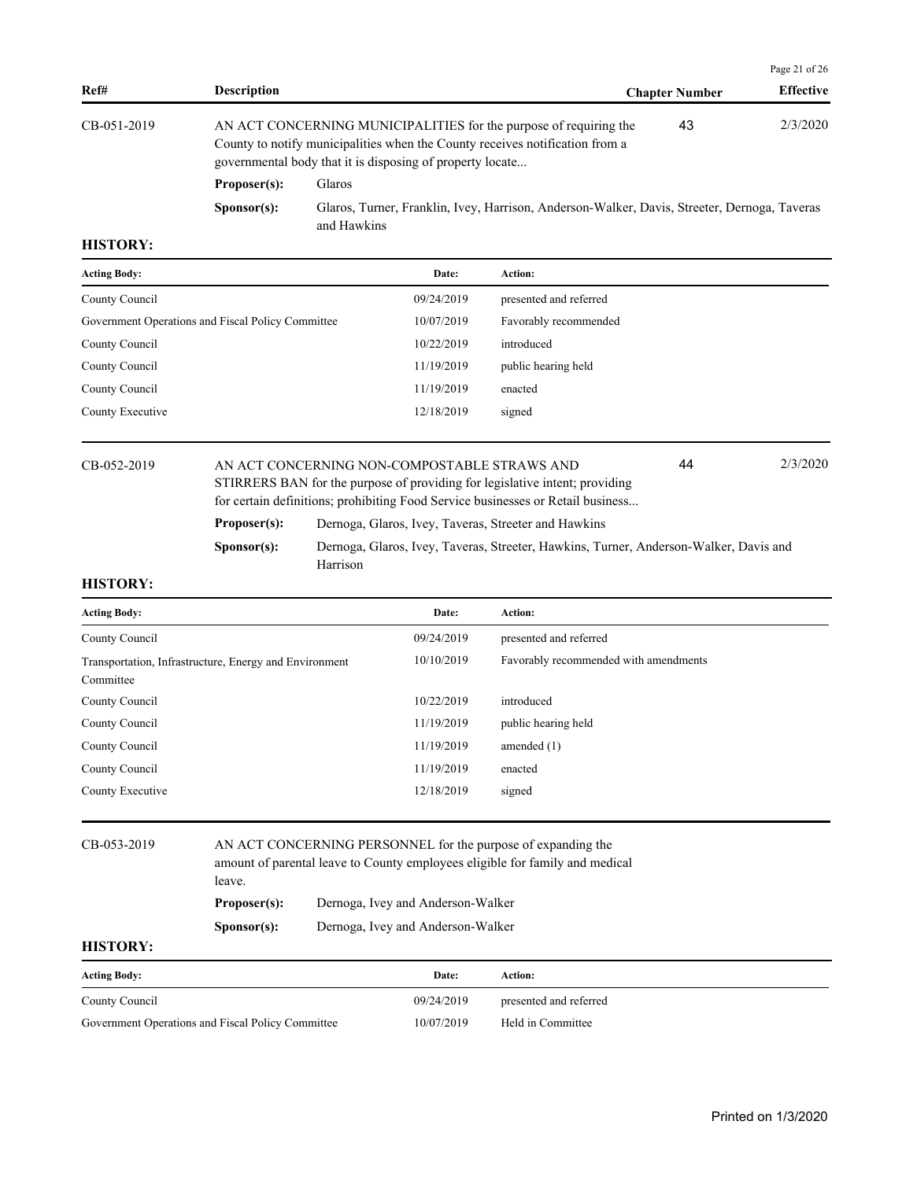| Ref# | Description | Chapter Number | Effective |
|---|---|---|---|
| CB-051-2019 | AN ACT CONCERNING MUNICIPALITIES for the purpose of requiring the County to notify municipalities when the County receives notification from a governmental body that it is disposing of property locate... | 43 | 2/3/2020 |

**Proposer(s):** Glaros

**Sponsor(s):** Glaros, Turner, Franklin, Ivey, Harrison, Anderson-Walker, Davis, Streeter, Dernoga, Taveras and Hawkins

**HISTORY:**

| Acting Body: | Date: | Action: |
|---|---|---|
| County Council | 09/24/2019 | presented and referred |
| Government Operations and Fiscal Policy Committee | 10/07/2019 | Favorably recommended |
| County Council | 10/22/2019 | introduced |
| County Council | 11/19/2019 | public hearing held |
| County Council | 11/19/2019 | enacted |
| County Executive | 12/18/2019 | signed |

| Ref# | Description | Chapter Number | Effective |
|---|---|---|---|
| CB-052-2019 | AN ACT CONCERNING NON-COMPOSTABLE STRAWS AND STIRRERS BAN for the purpose of providing for legislative intent; providing for certain definitions; prohibiting Food Service businesses or Retail business... | 44 | 2/3/2020 |

**Proposer(s):** Dernoga, Glaros, Ivey, Taveras, Streeter and Hawkins

**Sponsor(s):** Dernoga, Glaros, Ivey, Taveras, Streeter, Hawkins, Turner, Anderson-Walker, Davis and Harrison

**HISTORY:**

| Acting Body: | Date: | Action: |
|---|---|---|
| County Council | 09/24/2019 | presented and referred |
| Transportation, Infrastructure, Energy and Environment Committee | 10/10/2019 | Favorably recommended with amendments |
| County Council | 10/22/2019 | introduced |
| County Council | 11/19/2019 | public hearing held |
| County Council | 11/19/2019 | amended (1) |
| County Council | 11/19/2019 | enacted |
| County Executive | 12/18/2019 | signed |

| Ref# | Description | Chapter Number | Effective |
|---|---|---|---|
| CB-053-2019 | AN ACT CONCERNING PERSONNEL for the purpose of expanding the amount of parental leave to County employees eligible for family and medical leave. | | |

**Proposer(s):** Dernoga, Ivey and Anderson-Walker

**Sponsor(s):** Dernoga, Ivey and Anderson-Walker

**HISTORY:**

| Acting Body: | Date: | Action: |
|---|---|---|
| County Council | 09/24/2019 | presented and referred |
| Government Operations and Fiscal Policy Committee | 10/07/2019 | Held in Committee |

Printed on 1/3/2020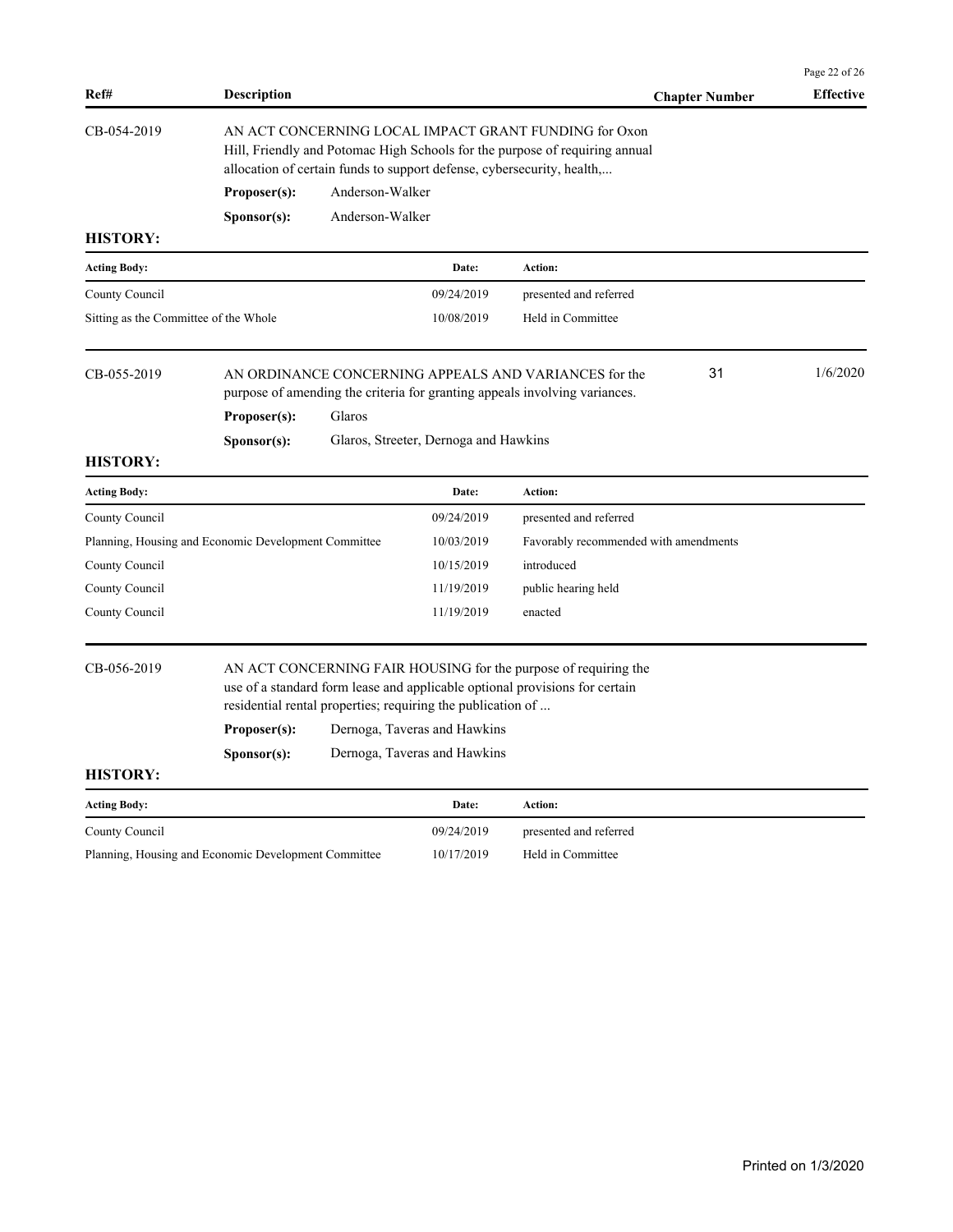| Ref# | Description | Chapter Number | Effective |
|---|---|---|---|
| CB-054-2019 | AN ACT CONCERNING LOCAL IMPACT GRANT FUNDING for Oxon Hill, Friendly and Potomac High Schools for the purpose of requiring annual allocation of certain funds to support defense, cybersecurity, health,... | | |

**Proposer(s):** Anderson-Walker

**Sponsor(s):** Anderson-Walker

**HISTORY:**

| Acting Body: | Date: | Action: |
|---|---|---|
| County Council | 09/24/2019 | presented and referred |
| Sitting as the Committee of the Whole | 10/08/2019 | Held in Committee |

| Ref# | Description | Chapter Number | Effective |
|---|---|---|---|
| CB-055-2019 | AN ORDINANCE CONCERNING APPEALS AND VARIANCES for the purpose of amending the criteria for granting appeals involving variances. | 31 | 1/6/2020 |

**Proposer(s):** Glaros

**Sponsor(s):** Glaros, Streeter, Dernoga and Hawkins

**HISTORY:**

| Acting Body: | Date: | Action: |
|---|---|---|
| County Council | 09/24/2019 | presented and referred |
| Planning, Housing and Economic Development Committee | 10/03/2019 | Favorably recommended with amendments |
| County Council | 10/15/2019 | introduced |
| County Council | 11/19/2019 | public hearing held |
| County Council | 11/19/2019 | enacted |

| Ref# | Description | Chapter Number | Effective |
|---|---|---|---|
| CB-056-2019 | AN ACT CONCERNING FAIR HOUSING for the purpose of requiring the use of a standard form lease and applicable optional provisions for certain residential rental properties; requiring the publication of ... | | |

**Proposer(s):** Dernoga, Taveras and Hawkins

**Sponsor(s):** Dernoga, Taveras and Hawkins

**HISTORY:**

| Acting Body: | Date: | Action: |
|---|---|---|
| County Council | 09/24/2019 | presented and referred |
| Planning, Housing and Economic Development Committee | 10/17/2019 | Held in Committee |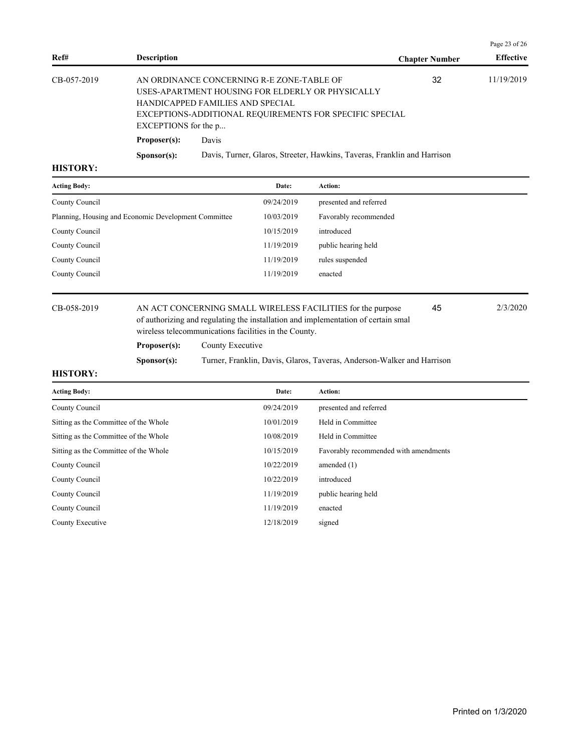| Ref# | Description | Chapter Number | Effective |
|---|---|---|---|
| CB-057-2019 | AN ORDINANCE CONCERNING R-E ZONE-TABLE OF USES-APARTMENT HOUSING FOR ELDERLY OR PHYSICALLY HANDICAPPED FAMILIES AND SPECIAL EXCEPTIONS-ADDITIONAL REQUIREMENTS FOR SPECIFIC SPECIAL EXCEPTIONS for the p... | 32 | 11/19/2019 |

**Proposer(s):** Davis

**Sponsor(s):** Davis, Turner, Glaros, Streeter, Hawkins, Taveras, Franklin and Harrison

**HISTORY:**

| Acting Body: | Date: | Action: |
|---|---|---|
| County Council | 09/24/2019 | presented and referred |
| Planning, Housing and Economic Development Committee | 10/03/2019 | Favorably recommended |
| County Council | 10/15/2019 | introduced |
| County Council | 11/19/2019 | public hearing held |
| County Council | 11/19/2019 | rules suspended |
| County Council | 11/19/2019 | enacted |

| Ref# | Description | Chapter Number | Effective |
|---|---|---|---|
| CB-058-2019 | AN ACT CONCERNING SMALL WIRELESS FACILITIES for the purpose of authorizing and regulating the installation and implementation of certain smal wireless telecommunications facilities in the County. | 45 | 2/3/2020 |

**Proposer(s):** County Executive

**Sponsor(s):** Turner, Franklin, Davis, Glaros, Taveras, Anderson-Walker and Harrison

**HISTORY:**

| Acting Body: | Date: | Action: |
|---|---|---|
| County Council | 09/24/2019 | presented and referred |
| Sitting as the Committee of the Whole | 10/01/2019 | Held in Committee |
| Sitting as the Committee of the Whole | 10/08/2019 | Held in Committee |
| Sitting as the Committee of the Whole | 10/15/2019 | Favorably recommended with amendments |
| County Council | 10/22/2019 | amended (1) |
| County Council | 10/22/2019 | introduced |
| County Council | 11/19/2019 | public hearing held |
| County Council | 11/19/2019 | enacted |
| County Executive | 12/18/2019 | signed |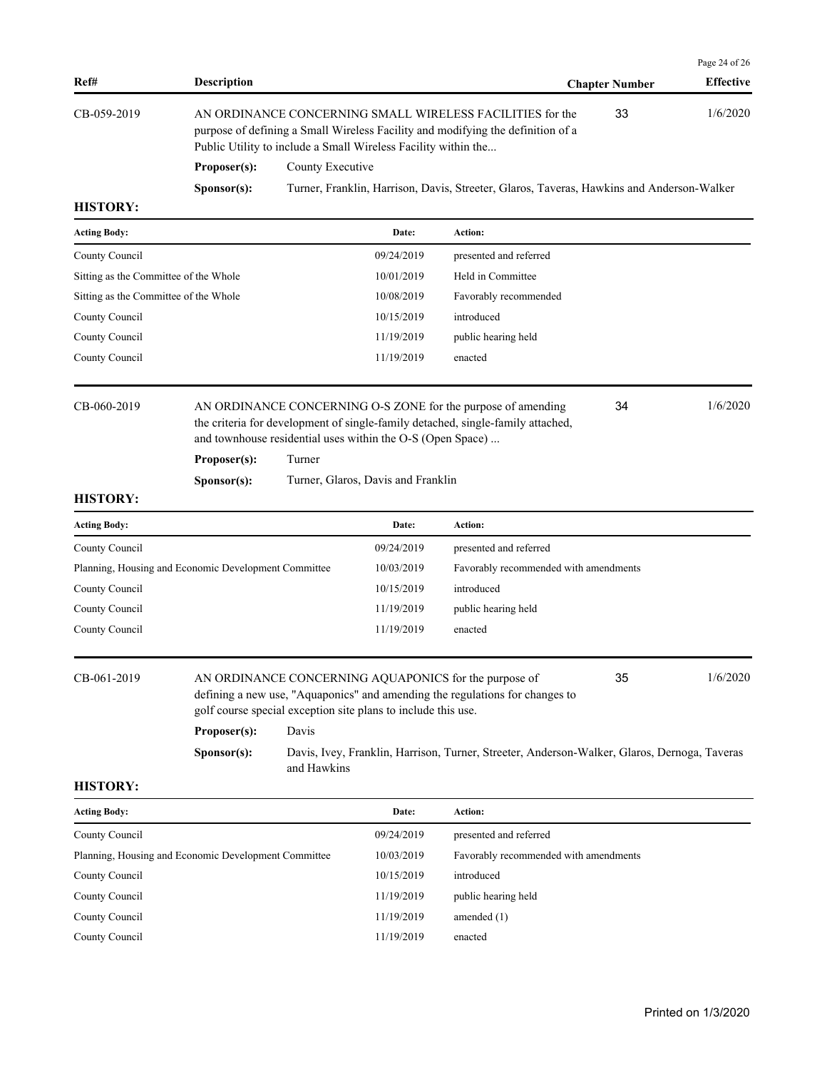| Ref# | Description | Chapter Number | Effective |
|---|---|---|---|
| CB-059-2019 | AN ORDINANCE CONCERNING SMALL WIRELESS FACILITIES for the purpose of defining a Small Wireless Facility and modifying the definition of a Public Utility to include a Small Wireless Facility within the... | 33 | 1/6/2020 |

**Proposer(s):** County Executive

**Sponsor(s):** Turner, Franklin, Harrison, Davis, Streeter, Glaros, Taveras, Hawkins and Anderson-Walker

**HISTORY:**

| Acting Body: | Date: | Action: |
|---|---|---|
| County Council | 09/24/2019 | presented and referred |
| Sitting as the Committee of the Whole | 10/01/2019 | Held in Committee |
| Sitting as the Committee of the Whole | 10/08/2019 | Favorably recommended |
| County Council | 10/15/2019 | introduced |
| County Council | 11/19/2019 | public hearing held |
| County Council | 11/19/2019 | enacted |

| Ref# | Description | Chapter Number | Effective |
|---|---|---|---|
| CB-060-2019 | AN ORDINANCE CONCERNING O-S ZONE for the purpose of amending the criteria for development of single-family detached, single-family attached, and townhouse residential uses within the O-S (Open Space) ... | 34 | 1/6/2020 |

**Proposer(s):** Turner

**Sponsor(s):** Turner, Glaros, Davis and Franklin

**HISTORY:**

| Acting Body: | Date: | Action: |
|---|---|---|
| County Council | 09/24/2019 | presented and referred |
| Planning, Housing and Economic Development Committee | 10/03/2019 | Favorably recommended with amendments |
| County Council | 10/15/2019 | introduced |
| County Council | 11/19/2019 | public hearing held |
| County Council | 11/19/2019 | enacted |

| Ref# | Description | Chapter Number | Effective |
|---|---|---|---|
| CB-061-2019 | AN ORDINANCE CONCERNING AQUAPONICS for the purpose of defining a new use, "Aquaponics" and amending the regulations for changes to golf course special exception site plans to include this use. | 35 | 1/6/2020 |

**Proposer(s):** Davis

**Sponsor(s):** Davis, Ivey, Franklin, Harrison, Turner, Streeter, Anderson-Walker, Glaros, Dernoga, Taveras and Hawkins

**HISTORY:**

| Acting Body: | Date: | Action: |
|---|---|---|
| County Council | 09/24/2019 | presented and referred |
| Planning, Housing and Economic Development Committee | 10/03/2019 | Favorably recommended with amendments |
| County Council | 10/15/2019 | introduced |
| County Council | 11/19/2019 | public hearing held |
| County Council | 11/19/2019 | amended (1) |
| County Council | 11/19/2019 | enacted |

Printed on 1/3/2020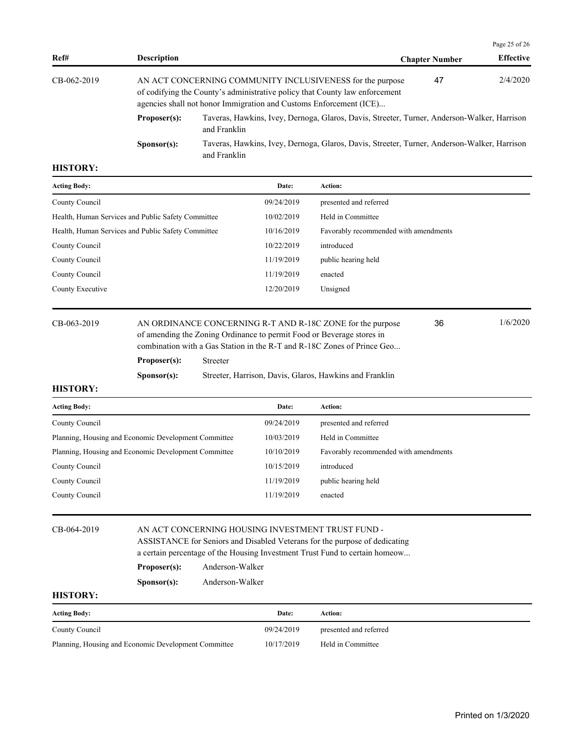| Ref# | Description | Chapter Number | Effective |
|---|---|---|---|
| CB-062-2019 | AN ACT CONCERNING COMMUNITY INCLUSIVENESS for the purpose of codifying the County's administrative policy that County law enforcement agencies shall not honor Immigration and Customs Enforcement (ICE)... | 47 | 2/4/2020 |

**Proposer(s):** Taveras, Hawkins, Ivey, Dernoga, Glaros, Davis, Streeter, Turner, Anderson-Walker, Harrison and Franklin

**Sponsor(s):** Taveras, Hawkins, Ivey, Dernoga, Glaros, Davis, Streeter, Turner, Anderson-Walker, Harrison and Franklin

**HISTORY:**

| Acting Body: | Date: | Action: |
|---|---|---|
| County Council | 09/24/2019 | presented and referred |
| Health, Human Services and Public Safety Committee | 10/02/2019 | Held in Committee |
| Health, Human Services and Public Safety Committee | 10/16/2019 | Favorably recommended with amendments |
| County Council | 10/22/2019 | introduced |
| County Council | 11/19/2019 | public hearing held |
| County Council | 11/19/2019 | enacted |
| County Executive | 12/20/2019 | Unsigned |

| Ref# | Description | Chapter Number | Effective |
|---|---|---|---|
| CB-063-2019 | AN ORDINANCE CONCERNING R-T AND R-18C ZONE for the purpose of amending the Zoning Ordinance to permit Food or Beverage stores in combination with a Gas Station in the R-T and R-18C Zones of Prince Geo... | 36 | 1/6/2020 |

**Proposer(s):** Streeter

**Sponsor(s):** Streeter, Harrison, Davis, Glaros, Hawkins and Franklin

**HISTORY:**

| Acting Body: | Date: | Action: |
|---|---|---|
| County Council | 09/24/2019 | presented and referred |
| Planning, Housing and Economic Development Committee | 10/03/2019 | Held in Committee |
| Planning, Housing and Economic Development Committee | 10/10/2019 | Favorably recommended with amendments |
| County Council | 10/15/2019 | introduced |
| County Council | 11/19/2019 | public hearing held |
| County Council | 11/19/2019 | enacted |

| Ref# | Description | Chapter Number | Effective |
|---|---|---|---|
| CB-064-2019 | AN ACT CONCERNING HOUSING INVESTMENT TRUST FUND - ASSISTANCE for Seniors and Disabled Veterans for the purpose of dedicating a certain percentage of the Housing Investment Trust Fund to certain homeow... | | |

**Proposer(s):** Anderson-Walker

**Sponsor(s):** Anderson-Walker

**HISTORY:**

| Acting Body: | Date: | Action: |
|---|---|---|
| County Council | 09/24/2019 | presented and referred |
| Planning, Housing and Economic Development Committee | 10/17/2019 | Held in Committee |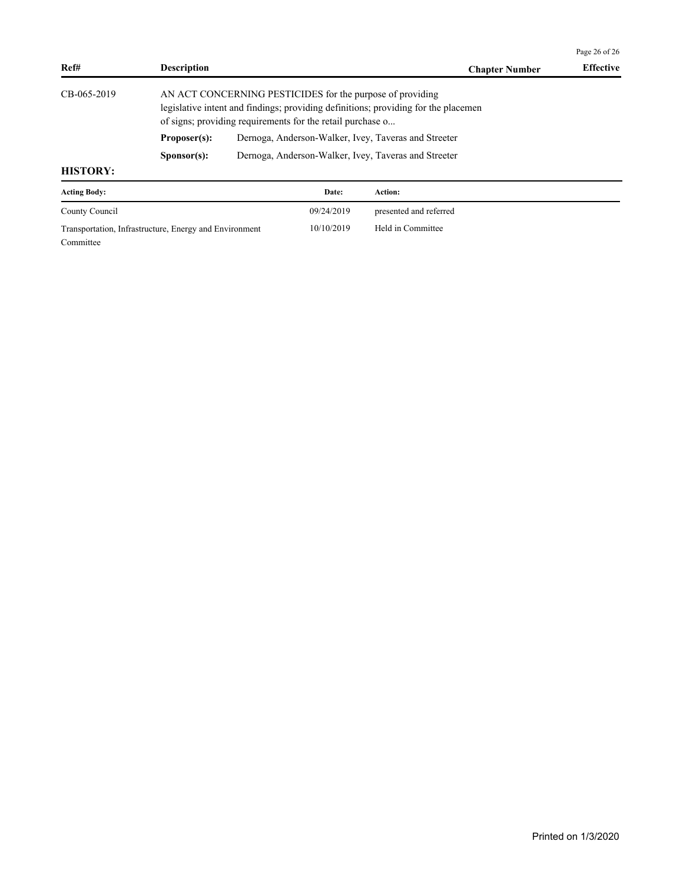| Ref# | Description | | Chapter Number | Effective |
|---|---|---|---|---|
| CB-065-2019 | AN ACT CONCERNING PESTICIDES for the purpose of providing legislative intent and findings; providing definitions; providing for the placemen of signs; providing requirements for the retail purchase o... | | | |
| | **Proposer(s):** | Dernoga, Anderson-Walker, Ivey, Taveras and Streeter | | |
| | **Sponsor(s):** | Dernoga, Anderson-Walker, Ivey, Taveras and Streeter | | |

**HISTORY:**

| Acting Body: | Date: | Action: |
|---|---|---|
| County Council | 09/24/2019 | presented and referred |
| Transportation, Infrastructure, Energy and Environment Committee | 10/10/2019 | Held in Committee |

Printed on 1/3/2020